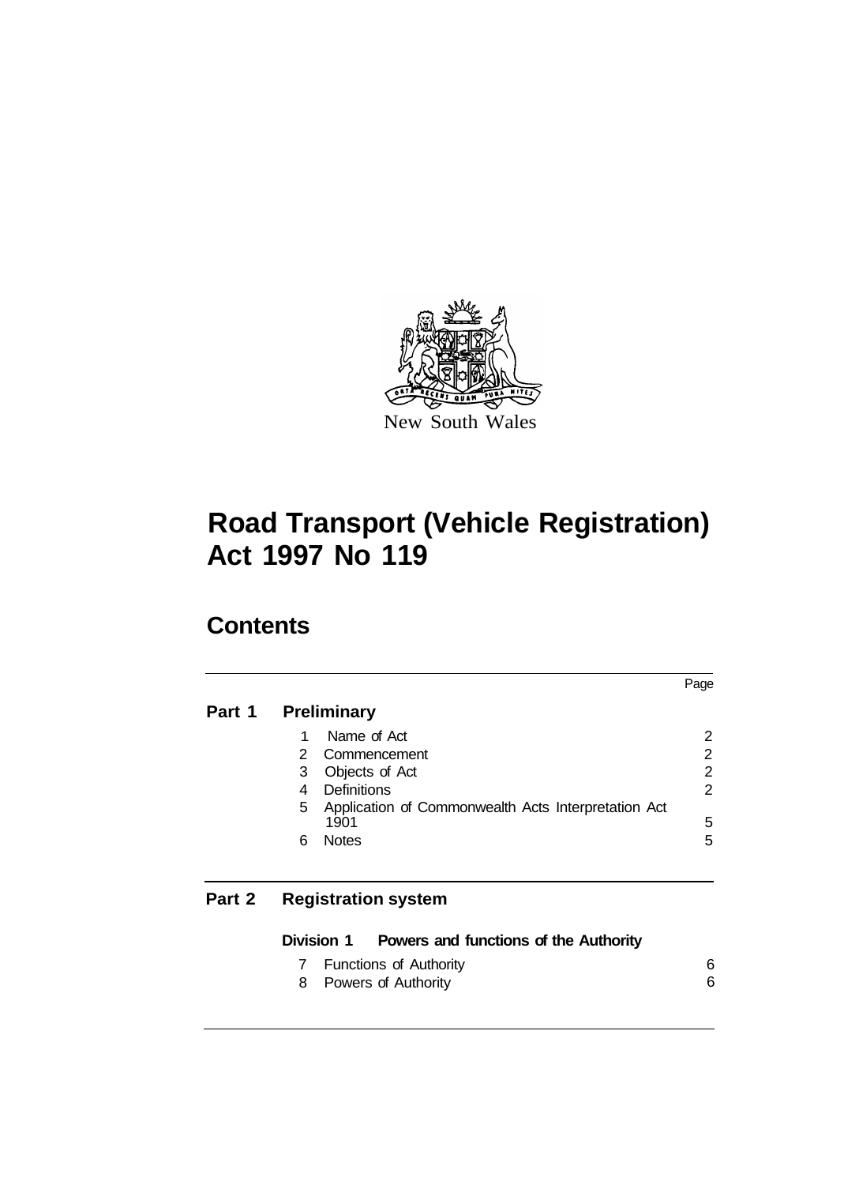New South Wales

# Road Transport (Vehicle Registration) Act 1997 No 119

## Contents

| | | Page |
|---|---|---|
| **Part 1** | **Preliminary** | |
| | 1 Name of Act | 2 |
| | 2 Commencement | 2 |
| | 3 Objects of Act | 2 |
| | 4 Definitions | 2 |
| | 5 Application of Commonwealth Acts Interpretation Act 1901 | 5 |
| | 6 Notes | 5 |
| **Part 2** | **Registration system** | |
| | **Division 1 Powers and functions of the Authority** | |
| | 7 Functions of Authority | 6 |
| | 8 Powers of Authority | 6 |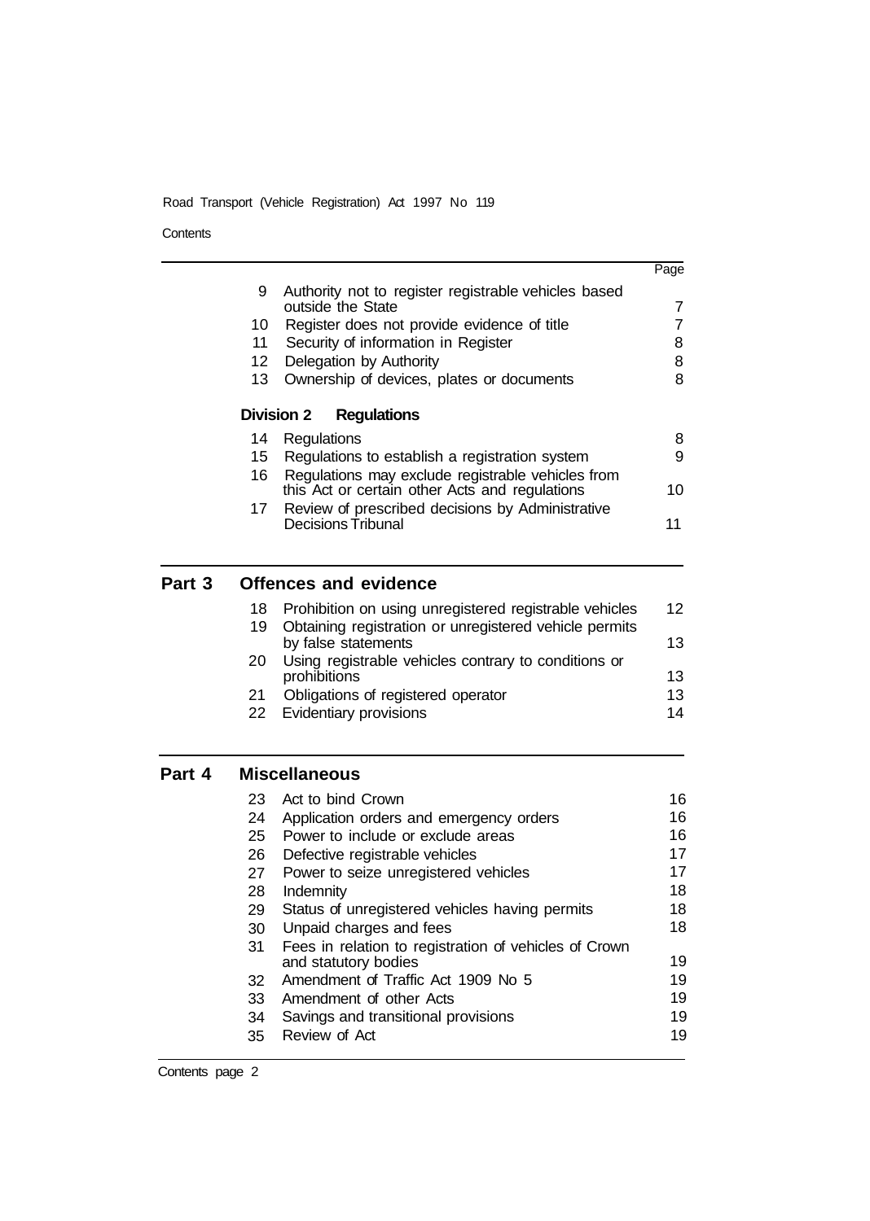| | | Page |
|---|---|---|
| 9 | Authority not to register registrable vehicles based outside the State | 7 |
| 10 | Register does not provide evidence of title | 7 |
| 11 | Security of information in Register | 8 |
| 12 | Delegation by Authority | 8 |
| 13 | Ownership of devices, plates or documents | 8 |

**Division 2 Regulations**

| | | |
|---|---|---|
| 14 | Regulations | 8 |
| 15 | Regulations to establish a registration system | 9 |
| 16 | Regulations may exclude registrable vehicles from this Act or certain other Acts and regulations | 10 |
| 17 | Review of prescribed decisions by Administrative Decisions Tribunal | 11 |

## Part 3 Offences and evidence

| | | |
|---|---|---|
| 18 | Prohibition on using unregistered registrable vehicles | 12 |
| 19 | Obtaining registration or unregistered vehicle permits by false statements | 13 |
| 20 | Using registrable vehicles contrary to conditions or prohibitions | 13 |
| 21 | Obligations of registered operator | 13 |
| 22 | Evidentiary provisions | 14 |

## Part 4 Miscellaneous

| | | |
|---|---|---|
| 23 | Act to bind Crown | 16 |
| 24 | Application orders and emergency orders | 16 |
| 25 | Power to include or exclude areas | 16 |
| 26 | Defective registrable vehicles | 17 |
| 27 | Power to seize unregistered vehicles | 17 |
| 28 | Indemnity | 18 |
| 29 | Status of unregistered vehicles having permits | 18 |
| 30 | Unpaid charges and fees | 18 |
| 31 | Fees in relation to registration of vehicles of Crown and statutory bodies | 19 |
| 32 | Amendment of Traffic Act 1909 No 5 | 19 |
| 33 | Amendment of other Acts | 19 |
| 34 | Savings and transitional provisions | 19 |
| 35 | Review of Act | 19 |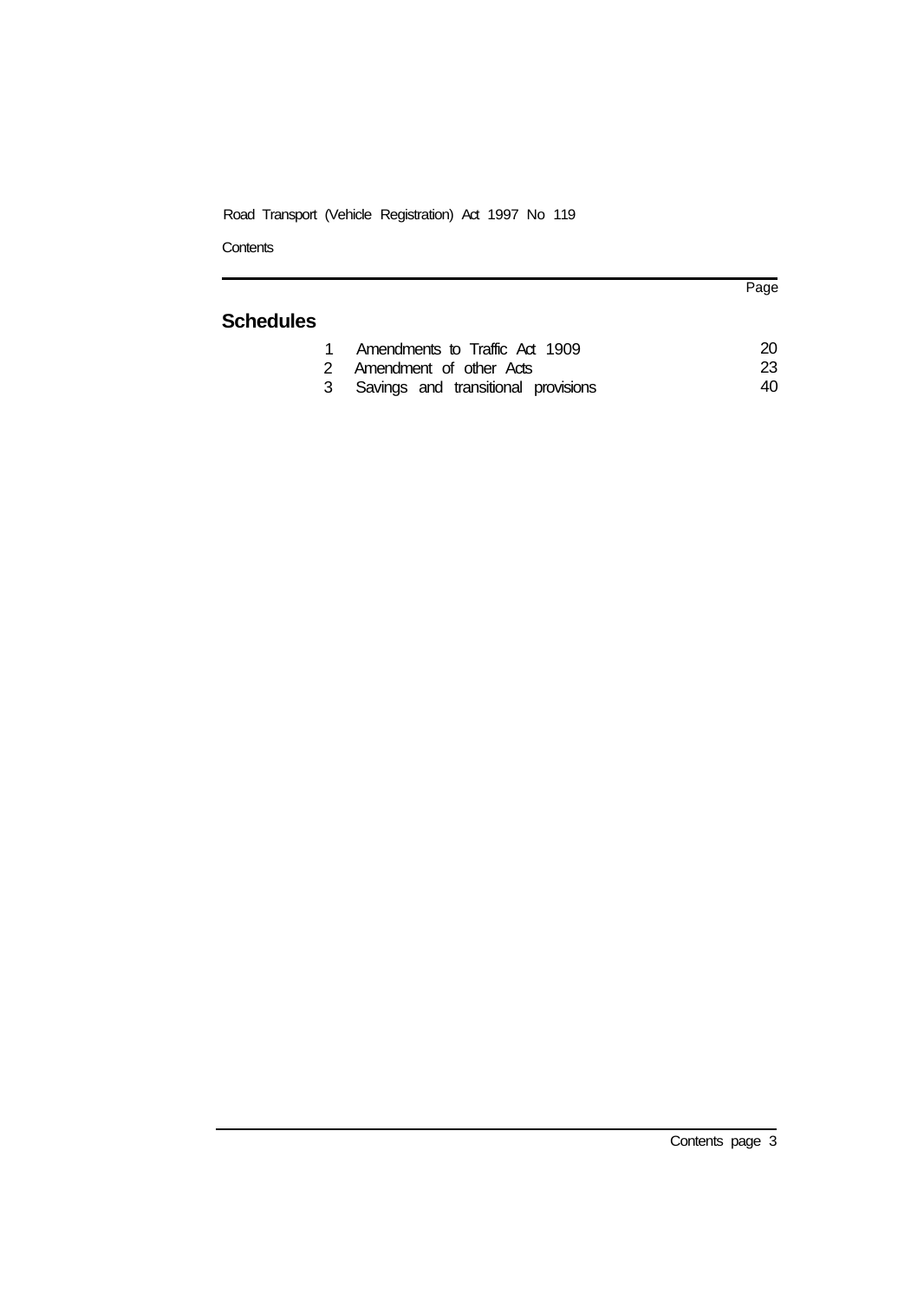## Schedules

| | | Page |
|---|---|---|
| 1 | Amendments to Traffic Act 1909 | 20 |
| 2 | Amendment of other Acts | 23 |
| 3 | Savings and transitional provisions | 40 |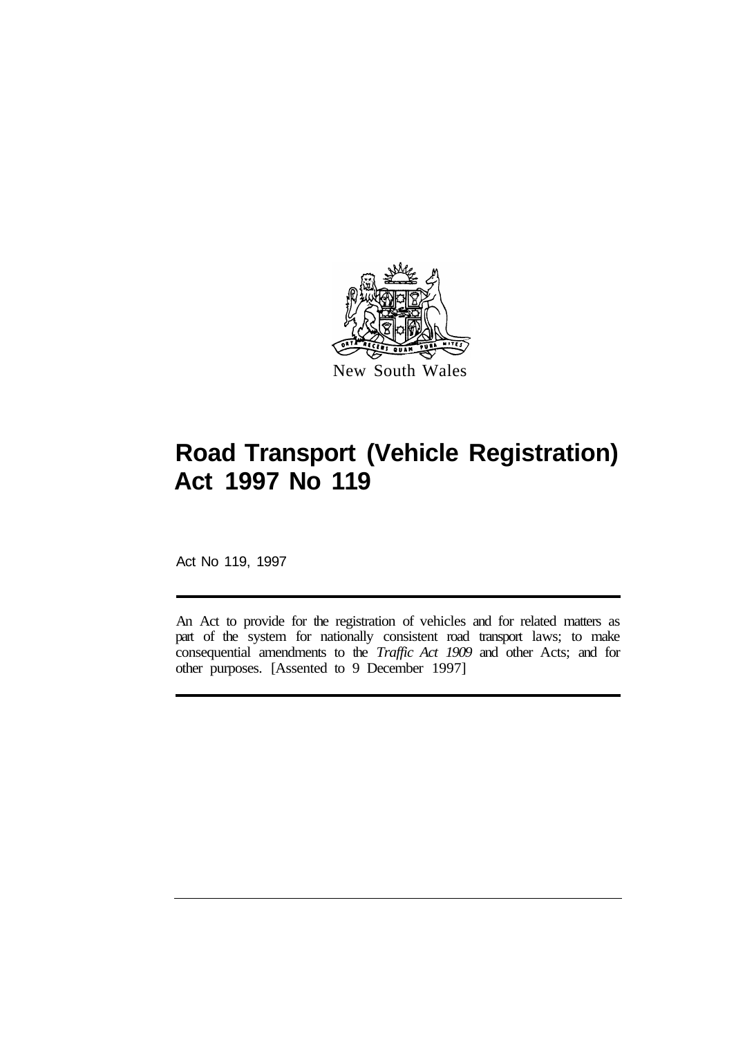New South Wales

# Road Transport (Vehicle Registration) Act 1997 No 119

Act No 119, 1997

An Act to provide for the registration of vehicles and for related matters as part of the system for nationally consistent road transport laws; to make consequential amendments to the *Traffic Act 1909* and other Acts; and for other purposes. [Assented to 9 December 1997]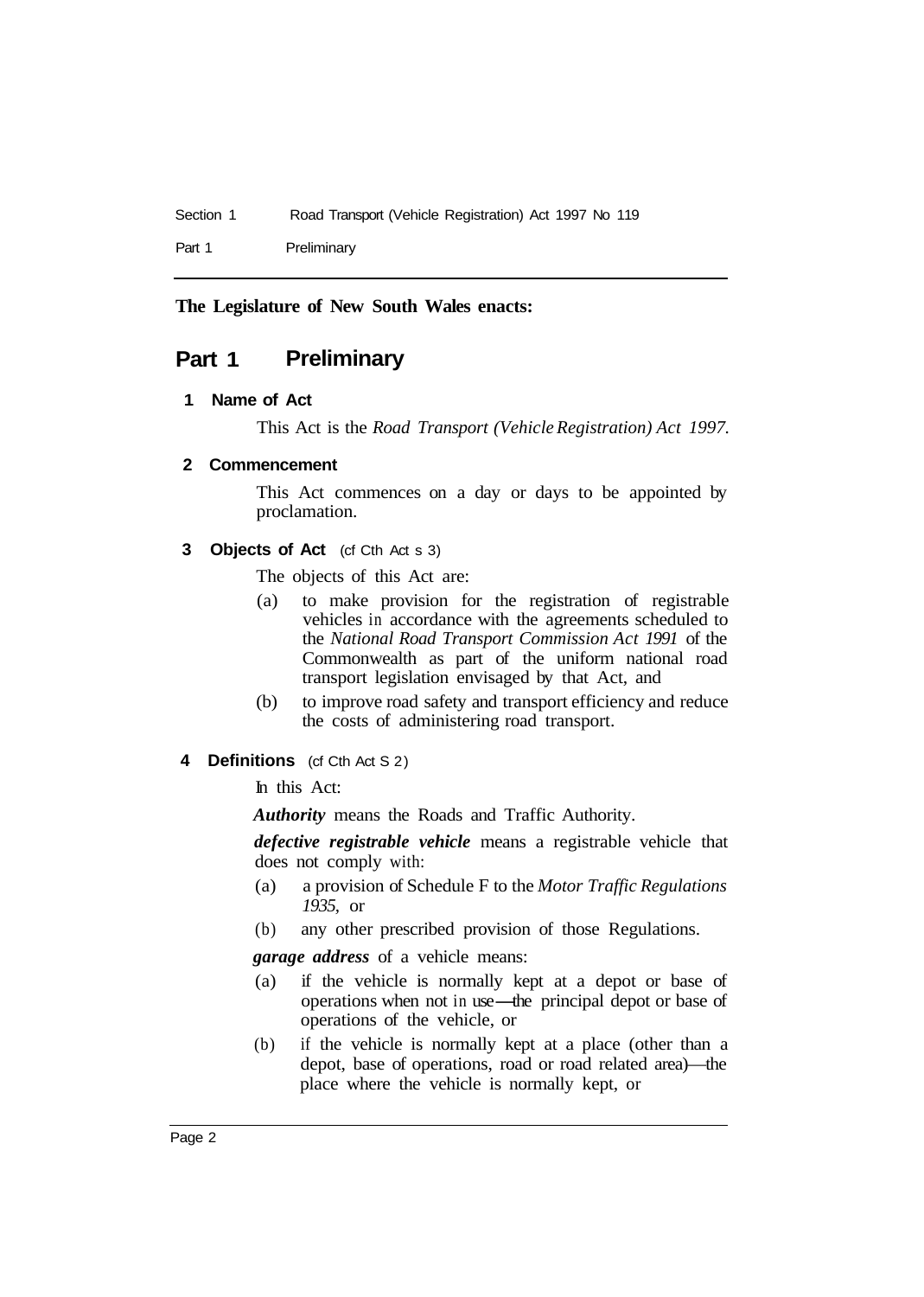**The Legislature of New South Wales enacts:**

# Part 1 Preliminary

## 1 Name of Act

This Act is the *Road Transport (Vehicle Registration) Act 1997*.

## 2 Commencement

This Act commences on a day or days to be appointed by proclamation.

## 3 Objects of Act (cf Cth Act s 3)

The objects of this Act are:

(a) to make provision for the registration of registrable vehicles in accordance with the agreements scheduled to the *National Road Transport Commission Act 1991* of the Commonwealth as part of the uniform national road transport legislation envisaged by that Act, and

(b) to improve road safety and transport efficiency and reduce the costs of administering road transport.

## 4 Definitions (cf Cth Act S 2)

In this Act:

***Authority*** means the Roads and Traffic Authority.

***defective registrable vehicle*** means a registrable vehicle that does not comply with:

(a) a provision of Schedule F to the *Motor Traffic Regulations 1935*, or

(b) any other prescribed provision of those Regulations.

***garage address*** of a vehicle means:

(a) if the vehicle is normally kept at a depot or base of operations when not in use—the principal depot or base of operations of the vehicle, or

(b) if the vehicle is normally kept at a place (other than a depot, base of operations, road or road related area)—the place where the vehicle is normally kept, or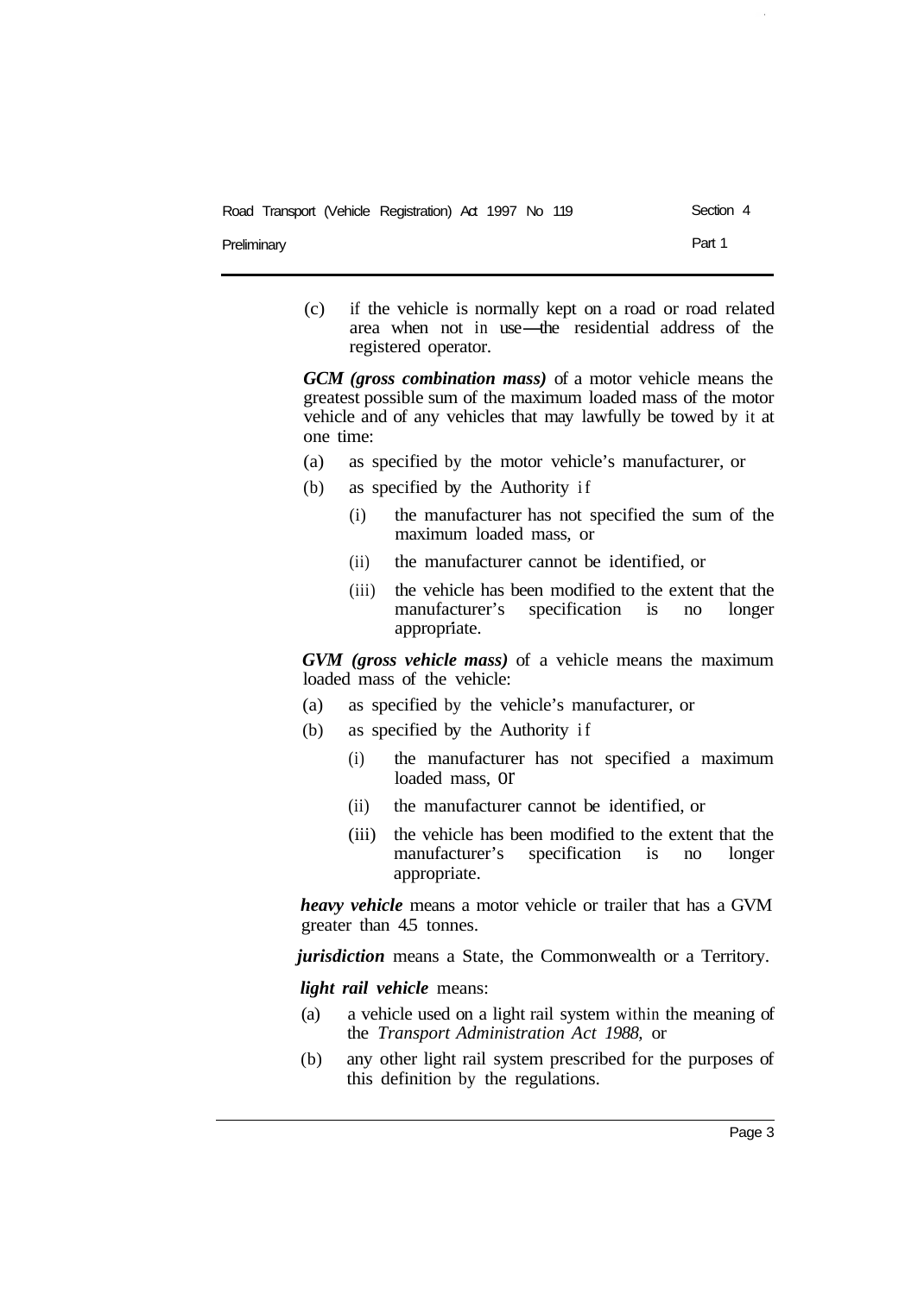(c) if the vehicle is normally kept on a road or road related area when not in use—the residential address of the registered operator.

***GCM (gross combination mass)*** of a motor vehicle means the greatest possible sum of the maximum loaded mass of the motor vehicle and of any vehicles that may lawfully be towed by it at one time:

(a) as specified by the motor vehicle's manufacturer, or

(b) as specified by the Authority if

  (i) the manufacturer has not specified the sum of the maximum loaded mass, or

  (ii) the manufacturer cannot be identified, or

  (iii) the vehicle has been modified to the extent that the manufacturer's specification is no longer appropriate.

***GVM (gross vehicle mass)*** of a vehicle means the maximum loaded mass of the vehicle:

(a) as specified by the vehicle's manufacturer, or

(b) as specified by the Authority if

  (i) the manufacturer has not specified a maximum loaded mass, or

  (ii) the manufacturer cannot be identified, or

  (iii) the vehicle has been modified to the extent that the manufacturer's specification is no longer appropriate.

***heavy vehicle*** means a motor vehicle or trailer that has a GVM greater than 4.5 tonnes.

***jurisdiction*** means a State, the Commonwealth or a Territory.

***light rail vehicle*** means:

(a) a vehicle used on a light rail system within the meaning of the *Transport Administration Act 1988*, or

(b) any other light rail system prescribed for the purposes of this definition by the regulations.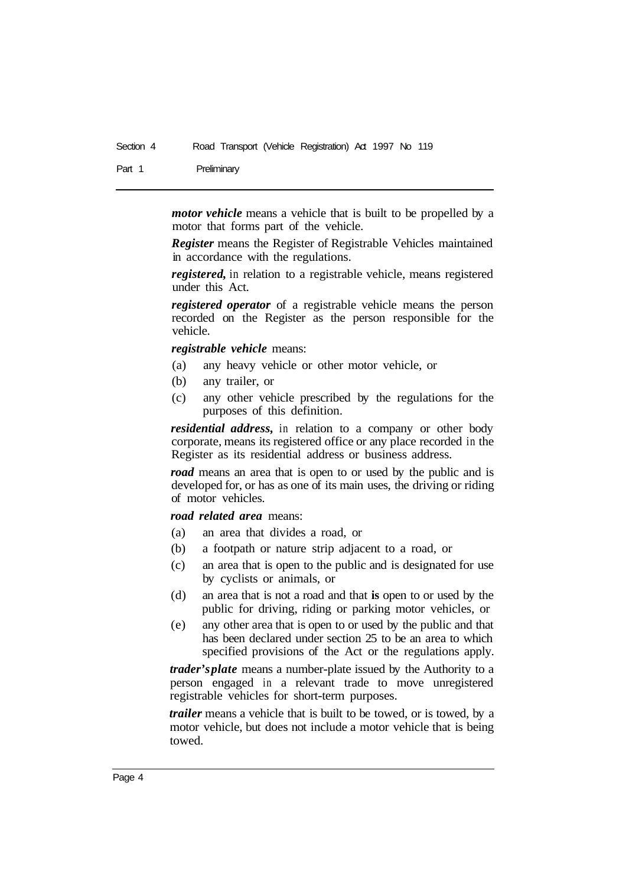***motor vehicle*** means a vehicle that is built to be propelled by a motor that forms part of the vehicle.

***Register*** means the Register of Registrable Vehicles maintained in accordance with the regulations.

***registered,*** in relation to a registrable vehicle, means registered under this Act.

***registered operator*** of a registrable vehicle means the person recorded on the Register as the person responsible for the vehicle.

***registrable vehicle*** means:

(a) any heavy vehicle or other motor vehicle, or

(b) any trailer, or

(c) any other vehicle prescribed by the regulations for the purposes of this definition.

***residential address,*** in relation to a company or other body corporate, means its registered office or any place recorded in the Register as its residential address or business address.

***road*** means an area that is open to or used by the public and is developed for, or has as one of its main uses, the driving or riding of motor vehicles.

***road related area*** means:

(a) an area that divides a road, or

(b) a footpath or nature strip adjacent to a road, or

(c) an area that is open to the public and is designated for use by cyclists or animals, or

(d) an area that is not a road and that **is** open to or used by the public for driving, riding or parking motor vehicles, or

(e) any other area that is open to or used by the public and that has been declared under section 25 to be an area to which specified provisions of the Act or the regulations apply.

***trader's plate*** means a number-plate issued by the Authority to a person engaged in a relevant trade to move unregistered registrable vehicles for short-term purposes.

***trailer*** means a vehicle that is built to be towed, or is towed, by a motor vehicle, but does not include a motor vehicle that is being towed.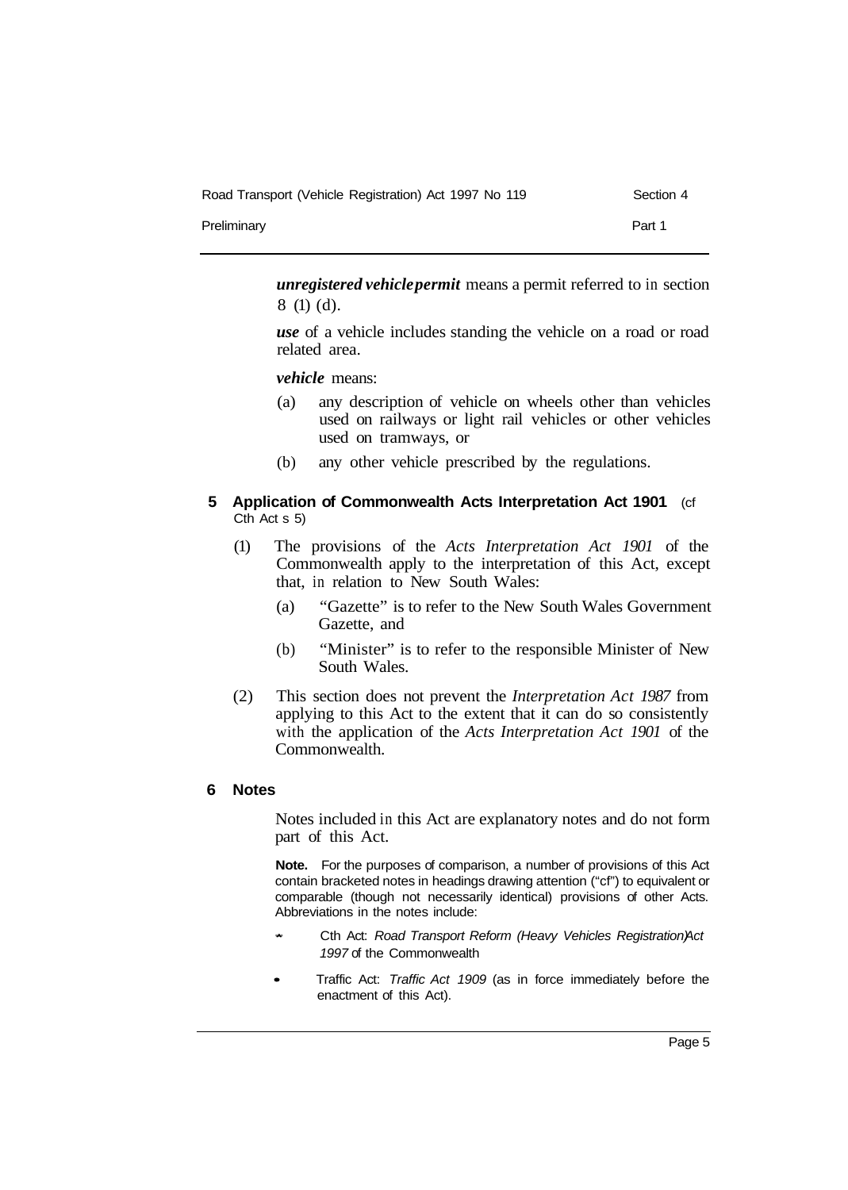***unregistered vehicle permit*** means a permit referred to in section 8 (1) (d).

***use*** of a vehicle includes standing the vehicle on a road or road related area.

***vehicle*** means:

(a) any description of vehicle on wheels other than vehicles used on railways or light rail vehicles or other vehicles used on tramways, or

(b) any other vehicle prescribed by the regulations.

### 5 Application of Commonwealth Acts Interpretation Act 1901 (cf Cth Act s 5)

(1) The provisions of the *Acts Interpretation Act 1901* of the Commonwealth apply to the interpretation of this Act, except that, in relation to New South Wales:

(a) "Gazette" is to refer to the New South Wales Government Gazette, and

(b) "Minister" is to refer to the responsible Minister of New South Wales.

(2) This section does not prevent the *Interpretation Act 1987* from applying to this Act to the extent that it can do so consistently with the application of the *Acts Interpretation Act 1901* of the Commonwealth.

### 6 Notes

Notes included in this Act are explanatory notes and do not form part of this Act.

**Note.** For the purposes of comparison, a number of provisions of this Act contain bracketed notes in headings drawing attention ("cf") to equivalent or comparable (though not necessarily identical) provisions of other Acts. Abbreviations in the notes include:

- Cth Act: *Road Transport Reform (Heavy Vehicles Registration) Act 1997* of the Commonwealth
- Traffic Act: *Traffic Act 1909* (as in force immediately before the enactment of this Act).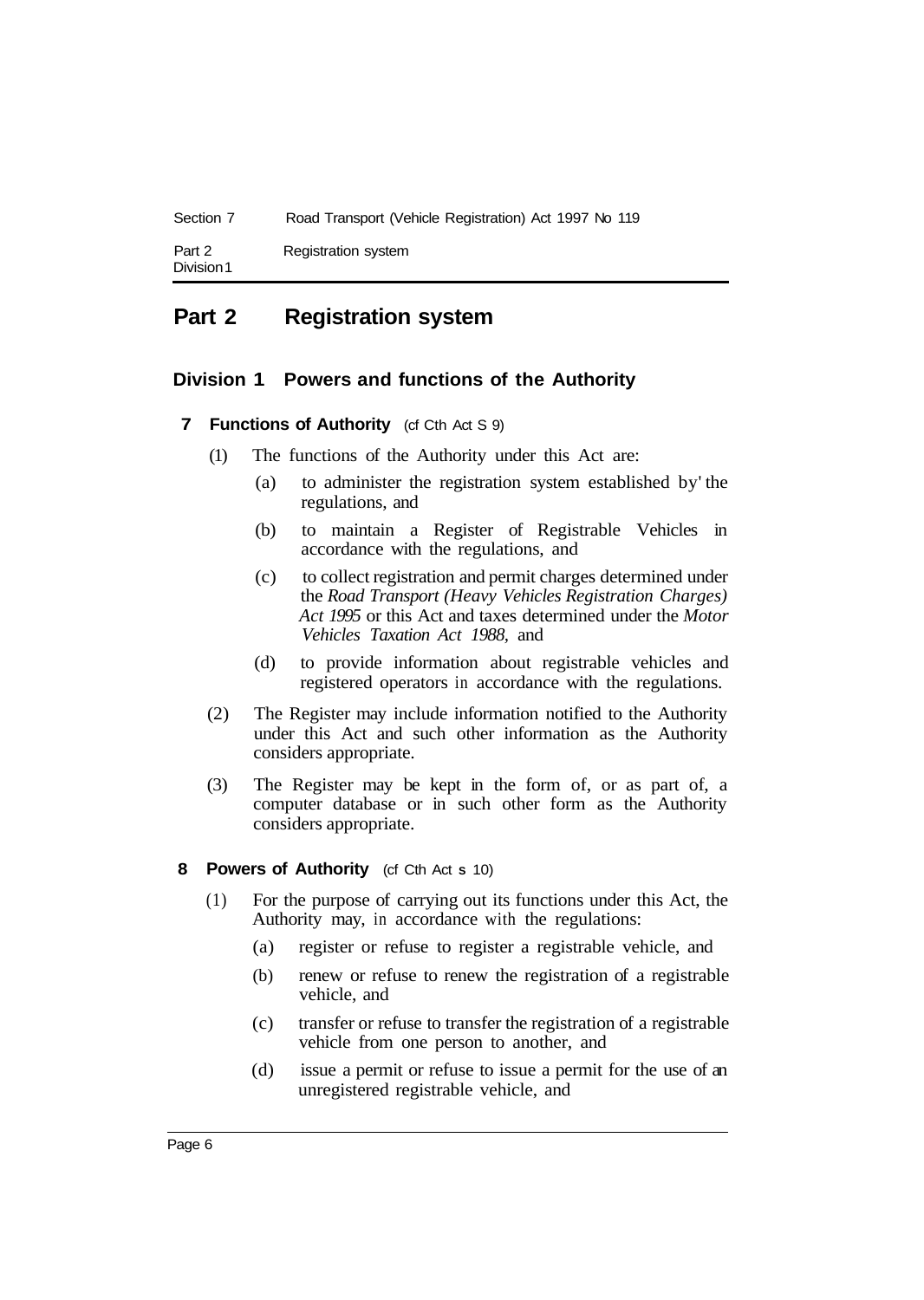# Part 2 Registration system

## Division 1 Powers and functions of the Authority

### 7 Functions of Authority (cf Cth Act S 9)

(1) The functions of the Authority under this Act are:

(a) to administer the registration system established by' the regulations, and

(b) to maintain a Register of Registrable Vehicles in accordance with the regulations, and

(c) to collect registration and permit charges determined under the *Road Transport (Heavy Vehicles Registration Charges) Act 1995* or this Act and taxes determined under the *Motor Vehicles Taxation Act 1988*, and

(d) to provide information about registrable vehicles and registered operators in accordance with the regulations.

(2) The Register may include information notified to the Authority under this Act and such other information as the Authority considers appropriate.

(3) The Register may be kept in the form of, or as part of, a computer database or in such other form as the Authority considers appropriate.

### 8 Powers of Authority (cf Cth Act s 10)

(1) For the purpose of carrying out its functions under this Act, the Authority may, in accordance with the regulations:

(a) register or refuse to register a registrable vehicle, and

(b) renew or refuse to renew the registration of a registrable vehicle, and

(c) transfer or refuse to transfer the registration of a registrable vehicle from one person to another, and

(d) issue a permit or refuse to issue a permit for the use of an unregistered registrable vehicle, and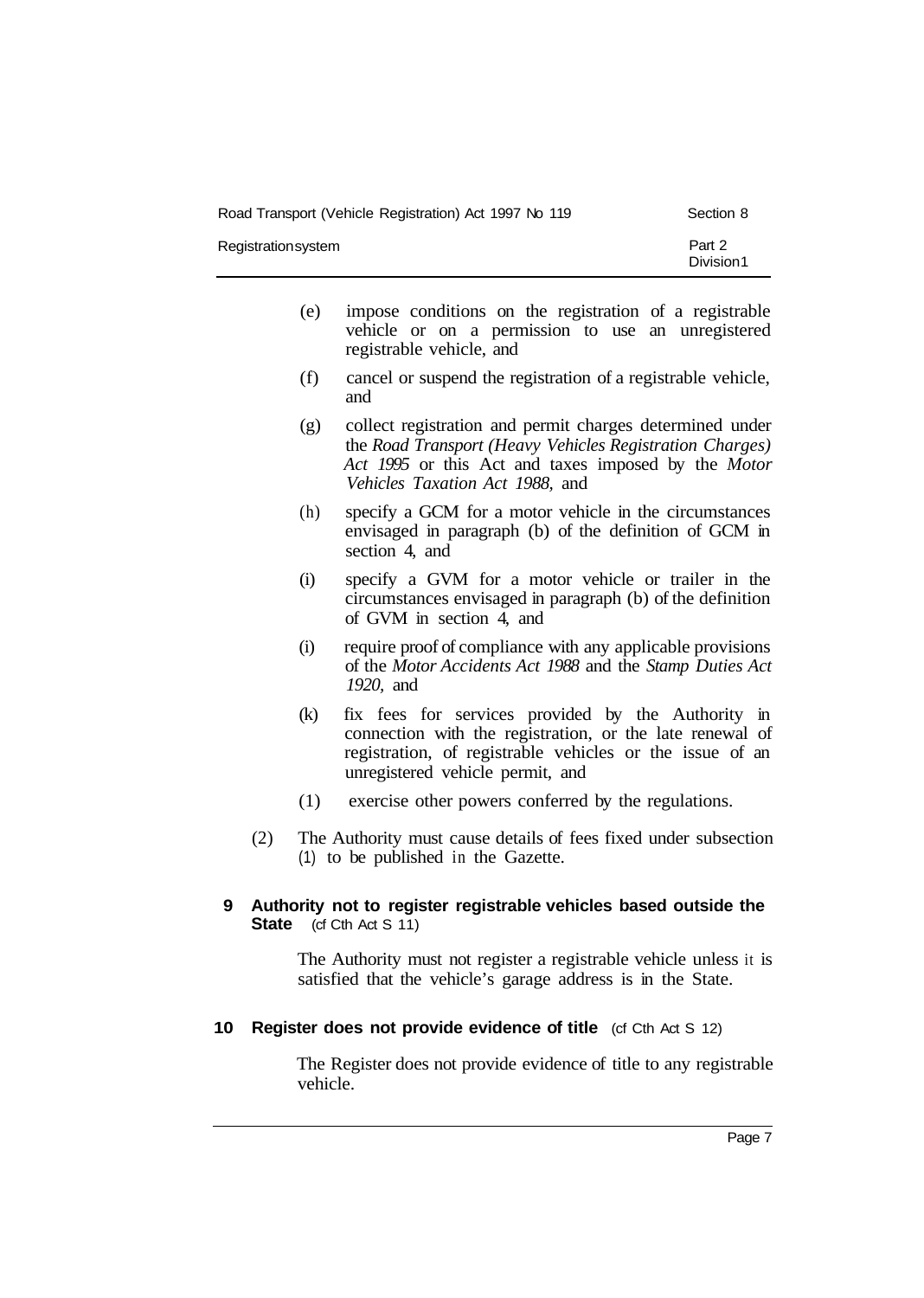(e) impose conditions on the registration of a registrable vehicle or on a permission to use an unregistered registrable vehicle, and

(f) cancel or suspend the registration of a registrable vehicle, and

(g) collect registration and permit charges determined under the *Road Transport (Heavy Vehicles Registration Charges) Act 1995* or this Act and taxes imposed by the *Motor Vehicles Taxation Act 1988,* and

(h) specify a GCM for a motor vehicle in the circumstances envisaged in paragraph (b) of the definition of GCM in section 4, and

(i) specify a GVM for a motor vehicle or trailer in the circumstances envisaged in paragraph (b) of the definition of GVM in section 4, and

(i) require proof of compliance with any applicable provisions of the *Motor Accidents Act 1988* and the *Stamp Duties Act 1920,* and

(k) fix fees for services provided by the Authority in connection with the registration, or the late renewal of registration, of registrable vehicles or the issue of an unregistered vehicle permit, and

(1) exercise other powers conferred by the regulations.

(2) The Authority must cause details of fees fixed under subsection (1) to be published in the Gazette.

**9 Authority not to register registrable vehicles based outside the State** (cf Cth Act S 11)

The Authority must not register a registrable vehicle unless it is satisfied that the vehicle's garage address is in the State.

**10 Register does not provide evidence of title** (cf Cth Act S 12)

The Register does not provide evidence of title to any registrable vehicle.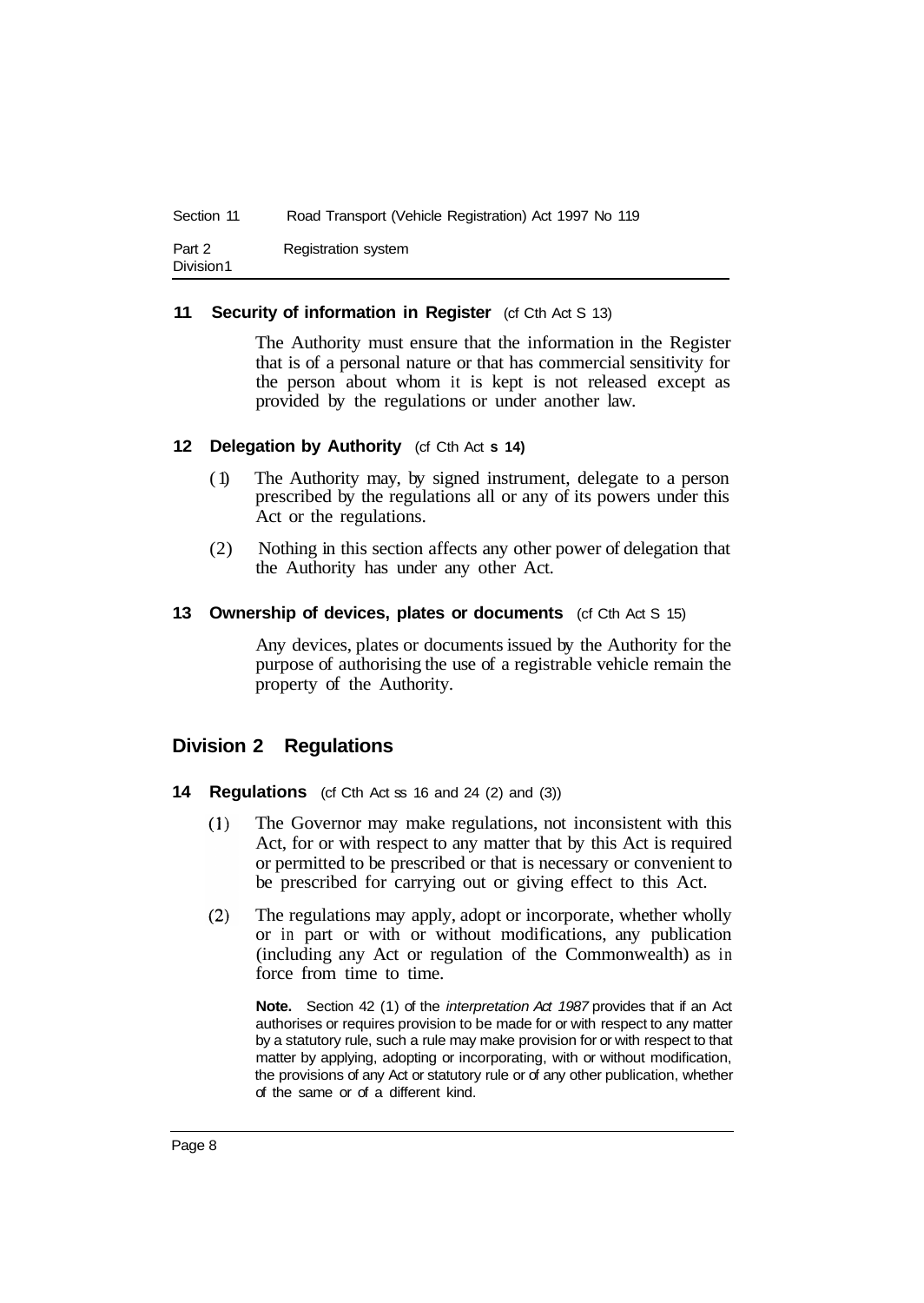**11 Security of information in Register** (cf Cth Act S 13)

The Authority must ensure that the information in the Register that is of a personal nature or that has commercial sensitivity for the person about whom it is kept is not released except as provided by the regulations or under another law.

**12 Delegation by Authority** (cf Cth Act **s 14)**

(1) The Authority may, by signed instrument, delegate to a person prescribed by the regulations all or any of its powers under this Act or the regulations.

(2) Nothing in this section affects any other power of delegation that the Authority has under any other Act.

**13 Ownership of devices, plates or documents** (cf Cth Act S 15)

Any devices, plates or documents issued by the Authority for the purpose of authorising the use of a registrable vehicle remain the property of the Authority.

## Division 2 Regulations

**14 Regulations** (cf Cth Act ss 16 and 24 (2) and (3))

(1) The Governor may make regulations, not inconsistent with this Act, for or with respect to any matter that by this Act is required or permitted to be prescribed or that is necessary or convenient to be prescribed for carrying out or giving effect to this Act.

(2) The regulations may apply, adopt or incorporate, whether wholly or in part or with or without modifications, any publication (including any Act or regulation of the Commonwealth) as in force from time to time.

**Note.** Section 42 (1) of the *interpretation Act 1987* provides that if an Act authorises or requires provision to be made for or with respect to any matter by a statutory rule, such a rule may make provision for or with respect to that matter by applying, adopting or incorporating, with or without modification, the provisions of any Act or statutory rule or of any other publication, whether of the same or of a different kind.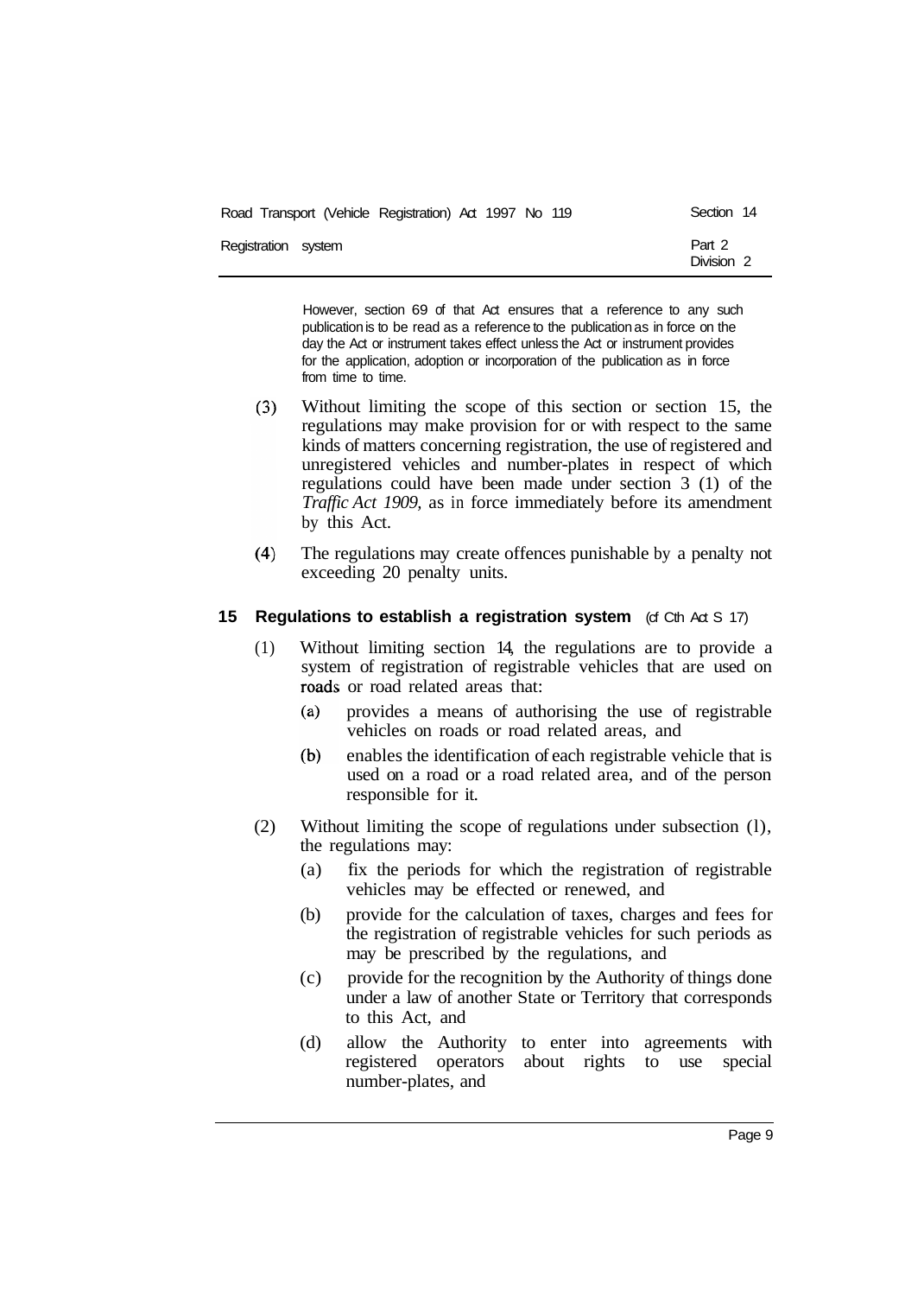However, section 69 of that Act ensures that a reference to any such publication is to be read as a reference to the publication as in force on the day the Act or instrument takes effect unless the Act or instrument provides for the application, adoption or incorporation of the publication as in force from time to time.

(3) Without limiting the scope of this section or section 15, the regulations may make provision for or with respect to the same kinds of matters concerning registration, the use of registered and unregistered vehicles and number-plates in respect of which regulations could have been made under section 3 (1) of the *Traffic Act 1909*, as in force immediately before its amendment by this Act.

(4) The regulations may create offences punishable by a penalty not exceeding 20 penalty units.

### 15 Regulations to establish a registration system (cf Cth Act S 17)

(1) Without limiting section 14, the regulations are to provide a system of registration of registrable vehicles that are used on roads or road related areas that:

(a) provides a means of authorising the use of registrable vehicles on roads or road related areas, and

(b) enables the identification of each registrable vehicle that is used on a road or a road related area, and of the person responsible for it.

(2) Without limiting the scope of regulations under subsection (1), the regulations may:

(a) fix the periods for which the registration of registrable vehicles may be effected or renewed, and

(b) provide for the calculation of taxes, charges and fees for the registration of registrable vehicles for such periods as may be prescribed by the regulations, and

(c) provide for the recognition by the Authority of things done under a law of another State or Territory that corresponds to this Act, and

(d) allow the Authority to enter into agreements with registered operators about rights to use special number-plates, and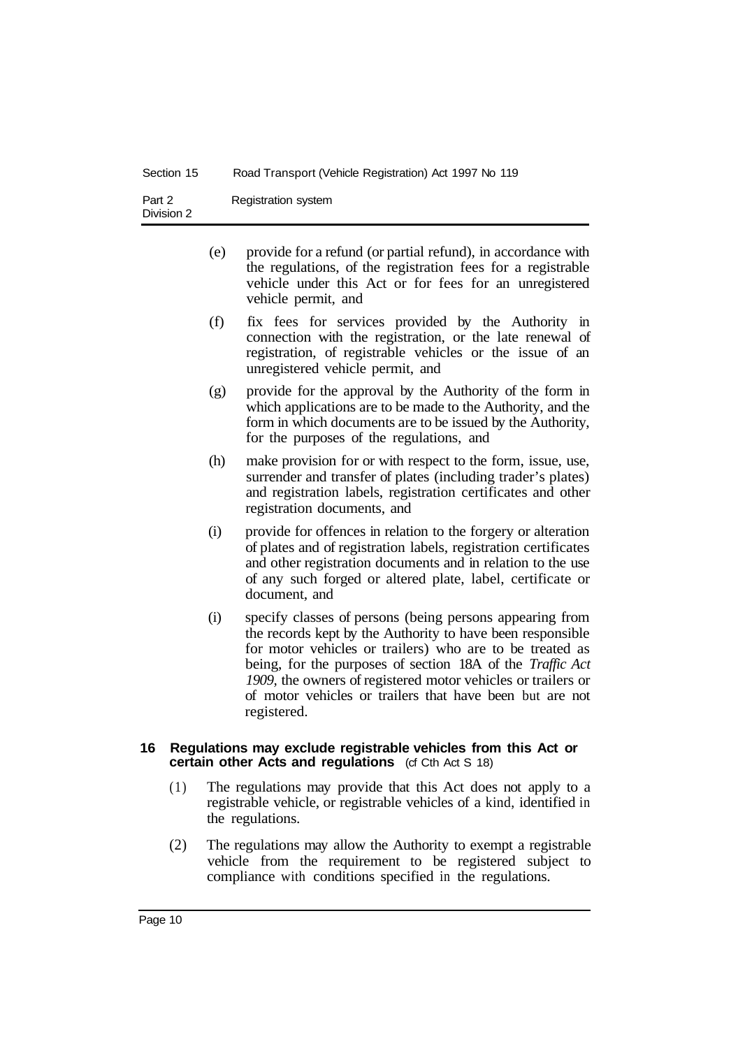(e) provide for a refund (or partial refund), in accordance with the regulations, of the registration fees for a registrable vehicle under this Act or for fees for an unregistered vehicle permit, and

(f) fix fees for services provided by the Authority in connection with the registration, or the late renewal of registration, of registrable vehicles or the issue of an unregistered vehicle permit, and

(g) provide for the approval by the Authority of the form in which applications are to be made to the Authority, and the form in which documents are to be issued by the Authority, for the purposes of the regulations, and

(h) make provision for or with respect to the form, issue, use, surrender and transfer of plates (including trader's plates) and registration labels, registration certificates and other registration documents, and

(i) provide for offences in relation to the forgery or alteration of plates and of registration labels, registration certificates and other registration documents and in relation to the use of any such forged or altered plate, label, certificate or document, and

(i) specify classes of persons (being persons appearing from the records kept by the Authority to have been responsible for motor vehicles or trailers) who are to be treated as being, for the purposes of section 18A of the *Traffic Act 1909*, the owners of registered motor vehicles or trailers or of motor vehicles or trailers that have been but are not registered.

### 16 Regulations may exclude registrable vehicles from this Act or certain other Acts and regulations (cf Cth Act S 18)

(1) The regulations may provide that this Act does not apply to a registrable vehicle, or registrable vehicles of a kind, identified in the regulations.

(2) The regulations may allow the Authority to exempt a registrable vehicle from the requirement to be registered subject to compliance with conditions specified in the regulations.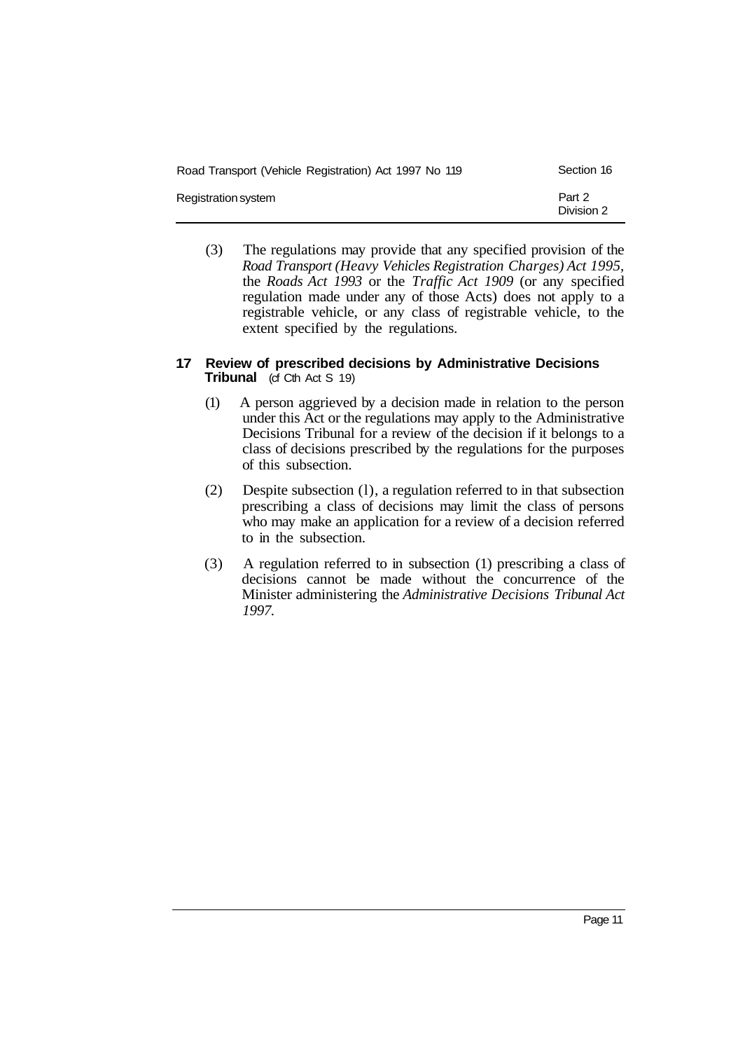(3) The regulations may provide that any specified provision of the *Road Transport (Heavy Vehicles Registration Charges) Act 1995*, the *Roads Act 1993* or the *Traffic Act 1909* (or any specified regulation made under any of those Acts) does not apply to a registrable vehicle, or any class of registrable vehicle, to the extent specified by the regulations.

### 17 Review of prescribed decisions by Administrative Decisions Tribunal (cf Cth Act S 19)

(1) A person aggrieved by a decision made in relation to the person under this Act or the regulations may apply to the Administrative Decisions Tribunal for a review of the decision if it belongs to a class of decisions prescribed by the regulations for the purposes of this subsection.

(2) Despite subsection (1), a regulation referred to in that subsection prescribing a class of decisions may limit the class of persons who may make an application for a review of a decision referred to in the subsection.

(3) A regulation referred to in subsection (1) prescribing a class of decisions cannot be made without the concurrence of the Minister administering the *Administrative Decisions Tribunal Act 1997*.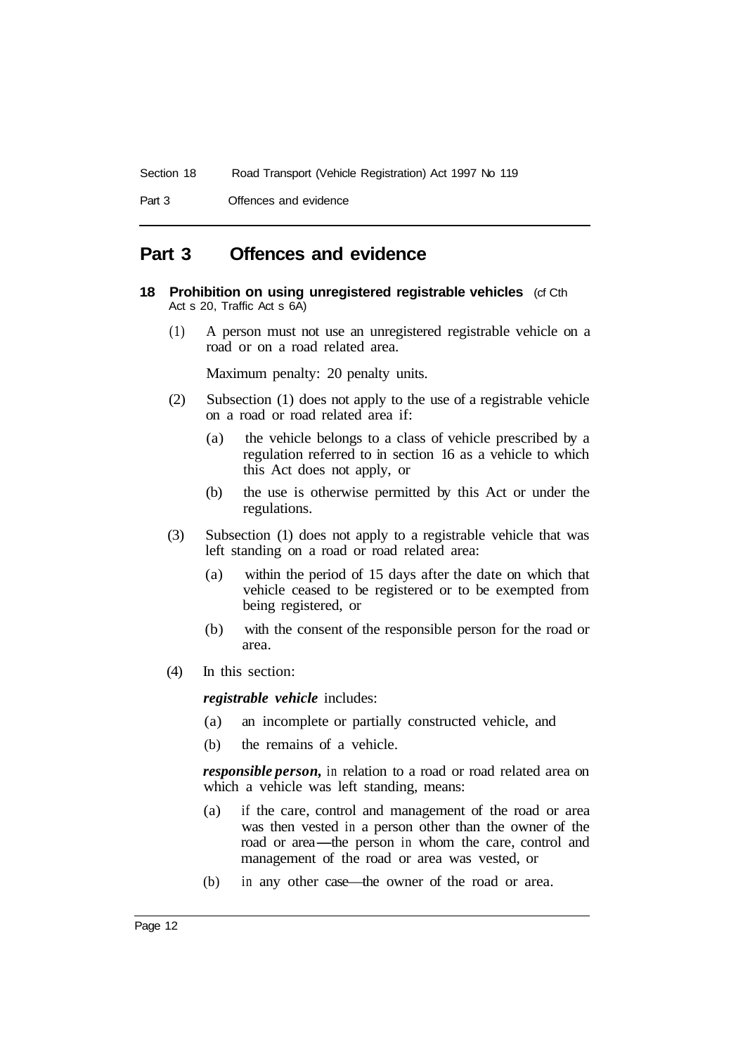## Part 3 Offences and evidence

### 18 Prohibition on using unregistered registrable vehicles (cf Cth Act s 20, Traffic Act s 6A)

(1) A person must not use an unregistered registrable vehicle on a road or on a road related area.

Maximum penalty: 20 penalty units.

(2) Subsection (1) does not apply to the use of a registrable vehicle on a road or road related area if:

- (a) the vehicle belongs to a class of vehicle prescribed by a regulation referred to in section 16 as a vehicle to which this Act does not apply, or
- (b) the use is otherwise permitted by this Act or under the regulations.

(3) Subsection (1) does not apply to a registrable vehicle that was left standing on a road or road related area:

- (a) within the period of 15 days after the date on which that vehicle ceased to be registered or to be exempted from being registered, or
- (b) with the consent of the responsible person for the road or area.

(4) In this section:

***registrable vehicle*** includes:

- (a) an incomplete or partially constructed vehicle, and
- (b) the remains of a vehicle.

***responsible person,*** in relation to a road or road related area on which a vehicle was left standing, means:

- (a) if the care, control and management of the road or area was then vested in a person other than the owner of the road or area—the person in whom the care, control and management of the road or area was vested, or
- (b) in any other case—the owner of the road or area.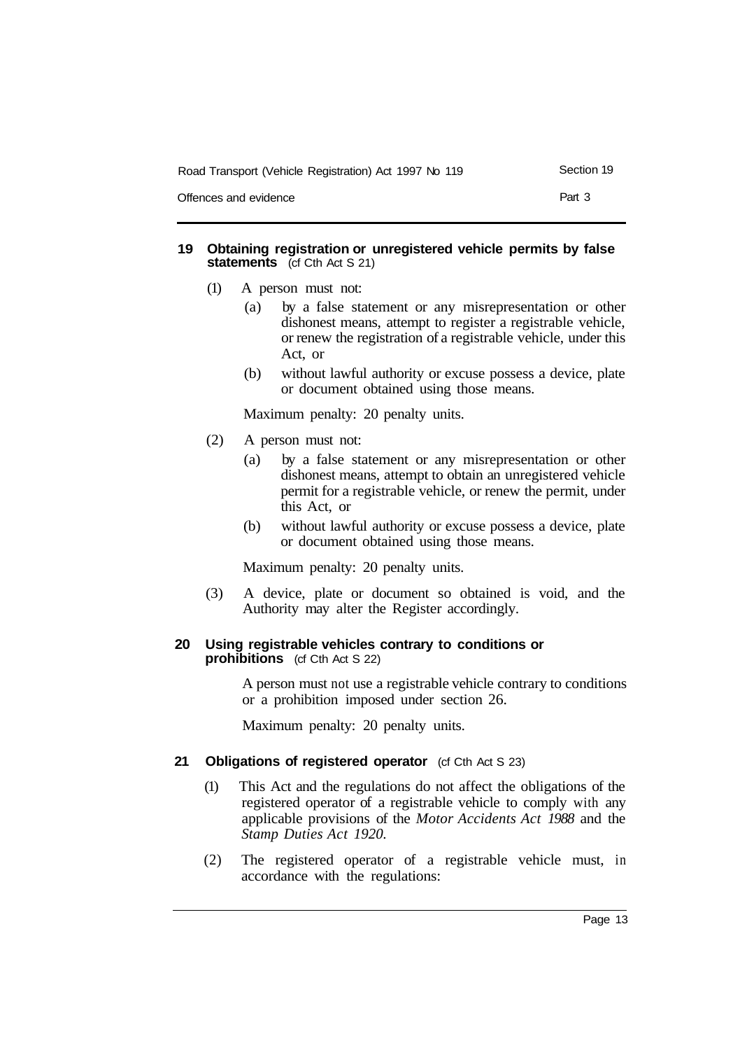## 19 Obtaining registration or unregistered vehicle permits by false statements (cf Cth Act S 21)

(1) A person must not:

(a) by a false statement or any misrepresentation or other dishonest means, attempt to register a registrable vehicle, or renew the registration of a registrable vehicle, under this Act, or

(b) without lawful authority or excuse possess a device, plate or document obtained using those means.

Maximum penalty: 20 penalty units.

(2) A person must not:

(a) by a false statement or any misrepresentation or other dishonest means, attempt to obtain an unregistered vehicle permit for a registrable vehicle, or renew the permit, under this Act, or

(b) without lawful authority or excuse possess a device, plate or document obtained using those means.

Maximum penalty: 20 penalty units.

(3) A device, plate or document so obtained is void, and the Authority may alter the Register accordingly.

## 20 Using registrable vehicles contrary to conditions or prohibitions (cf Cth Act S 22)

A person must not use a registrable vehicle contrary to conditions or a prohibition imposed under section 26.

Maximum penalty: 20 penalty units.

## 21 Obligations of registered operator (cf Cth Act S 23)

(1) This Act and the regulations do not affect the obligations of the registered operator of a registrable vehicle to comply with any applicable provisions of the *Motor Accidents Act 1988* and the *Stamp Duties Act 1920.*

(2) The registered operator of a registrable vehicle must, in accordance with the regulations: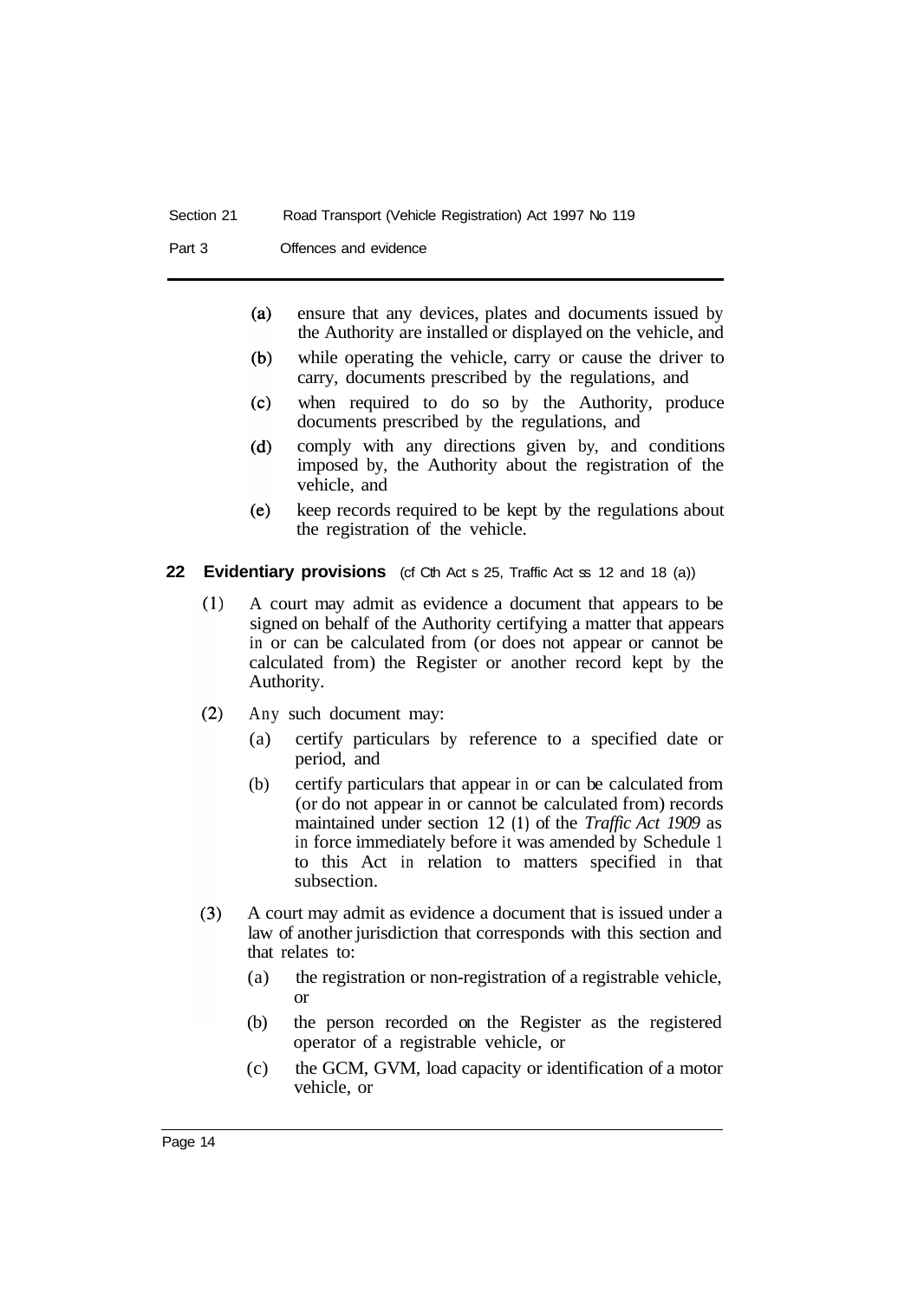(a) ensure that any devices, plates and documents issued by the Authority are installed or displayed on the vehicle, and

(b) while operating the vehicle, carry or cause the driver to carry, documents prescribed by the regulations, and

(c) when required to do so by the Authority, produce documents prescribed by the regulations, and

(d) comply with any directions given by, and conditions imposed by, the Authority about the registration of the vehicle, and

(e) keep records required to be kept by the regulations about the registration of the vehicle.

### 22 Evidentiary provisions (cf Cth Act s 25, Traffic Act ss 12 and 18 (a))

(1) A court may admit as evidence a document that appears to be signed on behalf of the Authority certifying a matter that appears in or can be calculated from (or does not appear or cannot be calculated from) the Register or another record kept by the Authority.

(2) Any such document may:

- (a) certify particulars by reference to a specified date or period, and
- (b) certify particulars that appear in or can be calculated from (or do not appear in or cannot be calculated from) records maintained under section 12 (1) of the *Traffic Act 1909* as in force immediately before it was amended by Schedule 1 to this Act in relation to matters specified in that subsection.

(3) A court may admit as evidence a document that is issued under a law of another jurisdiction that corresponds with this section and that relates to:

- (a) the registration or non-registration of a registrable vehicle, or
- (b) the person recorded on the Register as the registered operator of a registrable vehicle, or
- (c) the GCM, GVM, load capacity or identification of a motor vehicle, or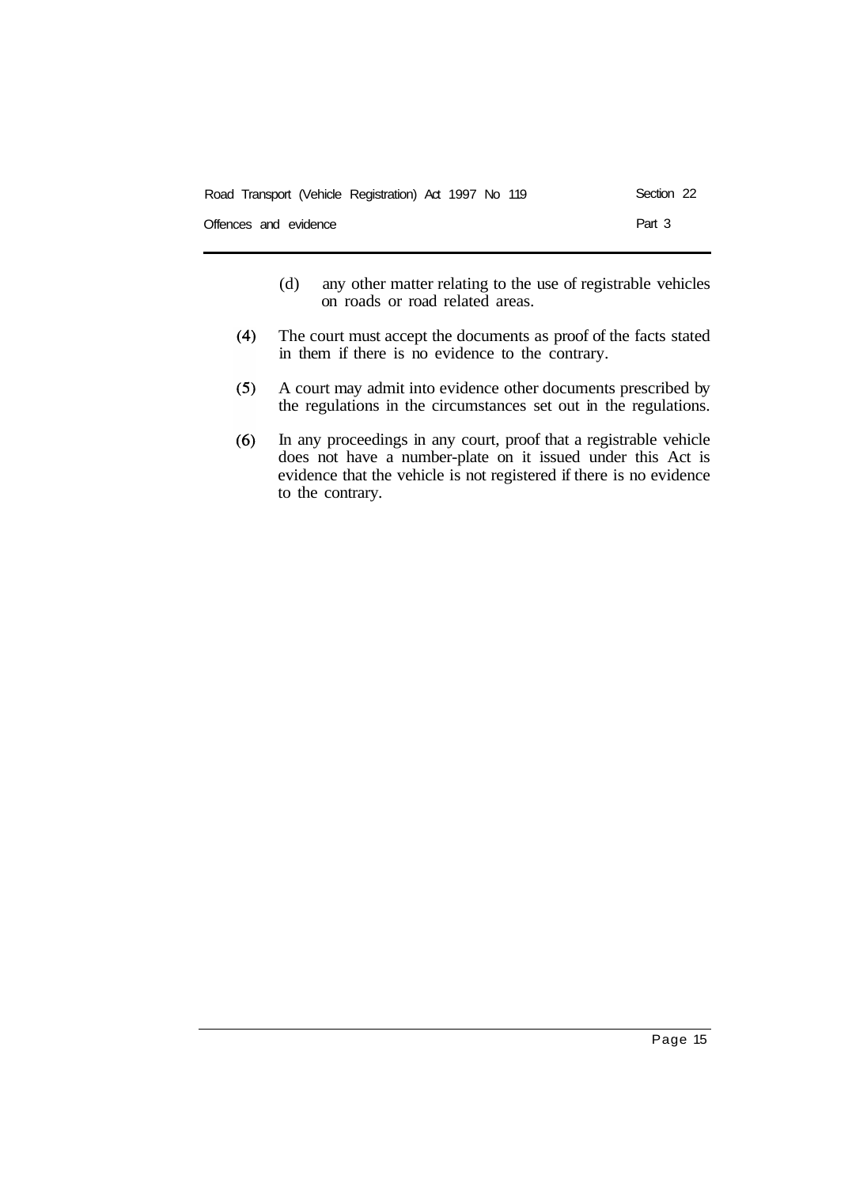(d) any other matter relating to the use of registrable vehicles on roads or road related areas.

(4) The court must accept the documents as proof of the facts stated in them if there is no evidence to the contrary.

(5) A court may admit into evidence other documents prescribed by the regulations in the circumstances set out in the regulations.

(6) In any proceedings in any court, proof that a registrable vehicle does not have a number-plate on it issued under this Act is evidence that the vehicle is not registered if there is no evidence to the contrary.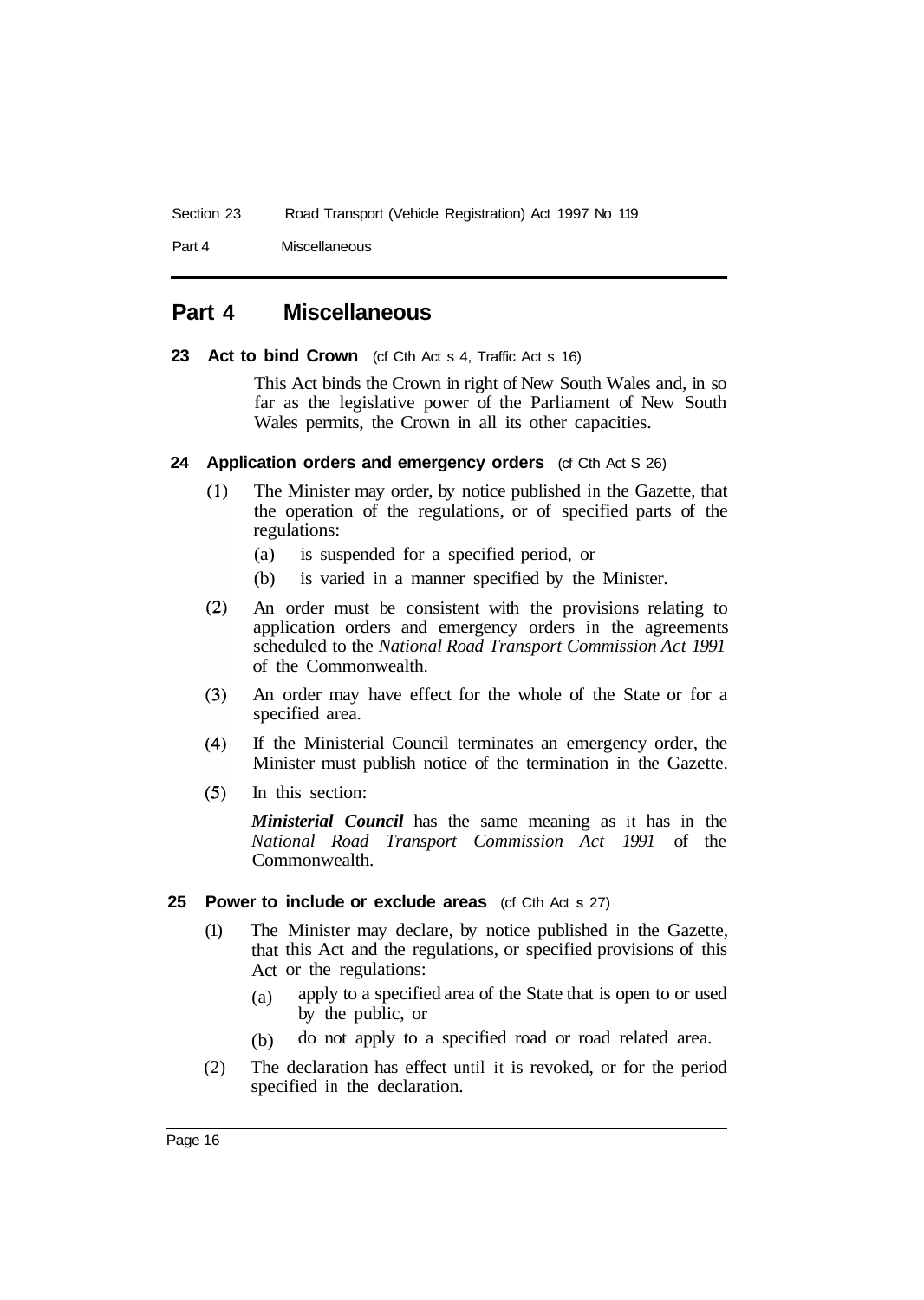## Part 4 Miscellaneous

**23 Act to bind Crown** (cf Cth Act s 4, Traffic Act s 16)

This Act binds the Crown in right of New South Wales and, in so far as the legislative power of the Parliament of New South Wales permits, the Crown in all its other capacities.

**24 Application orders and emergency orders** (cf Cth Act S 26)

(1) The Minister may order, by notice published in the Gazette, that the operation of the regulations, or of specified parts of the regulations:

(a) is suspended for a specified period, or

(b) is varied in a manner specified by the Minister.

(2) An order must be consistent with the provisions relating to application orders and emergency orders in the agreements scheduled to the *National Road Transport Commission Act 1991* of the Commonwealth.

(3) An order may have effect for the whole of the State or for a specified area.

(4) If the Ministerial Council terminates an emergency order, the Minister must publish notice of the termination in the Gazette.

(5) In this section:

***Ministerial Council*** has the same meaning as it has in the *National Road Transport Commission Act 1991* of the Commonwealth.

**25 Power to include or exclude areas** (cf Cth Act s 27)

(1) The Minister may declare, by notice published in the Gazette, that this Act and the regulations, or specified provisions of this Act or the regulations:

(a) apply to a specified area of the State that is open to or used by the public, or

(b) do not apply to a specified road or road related area.

(2) The declaration has effect until it is revoked, or for the period specified in the declaration.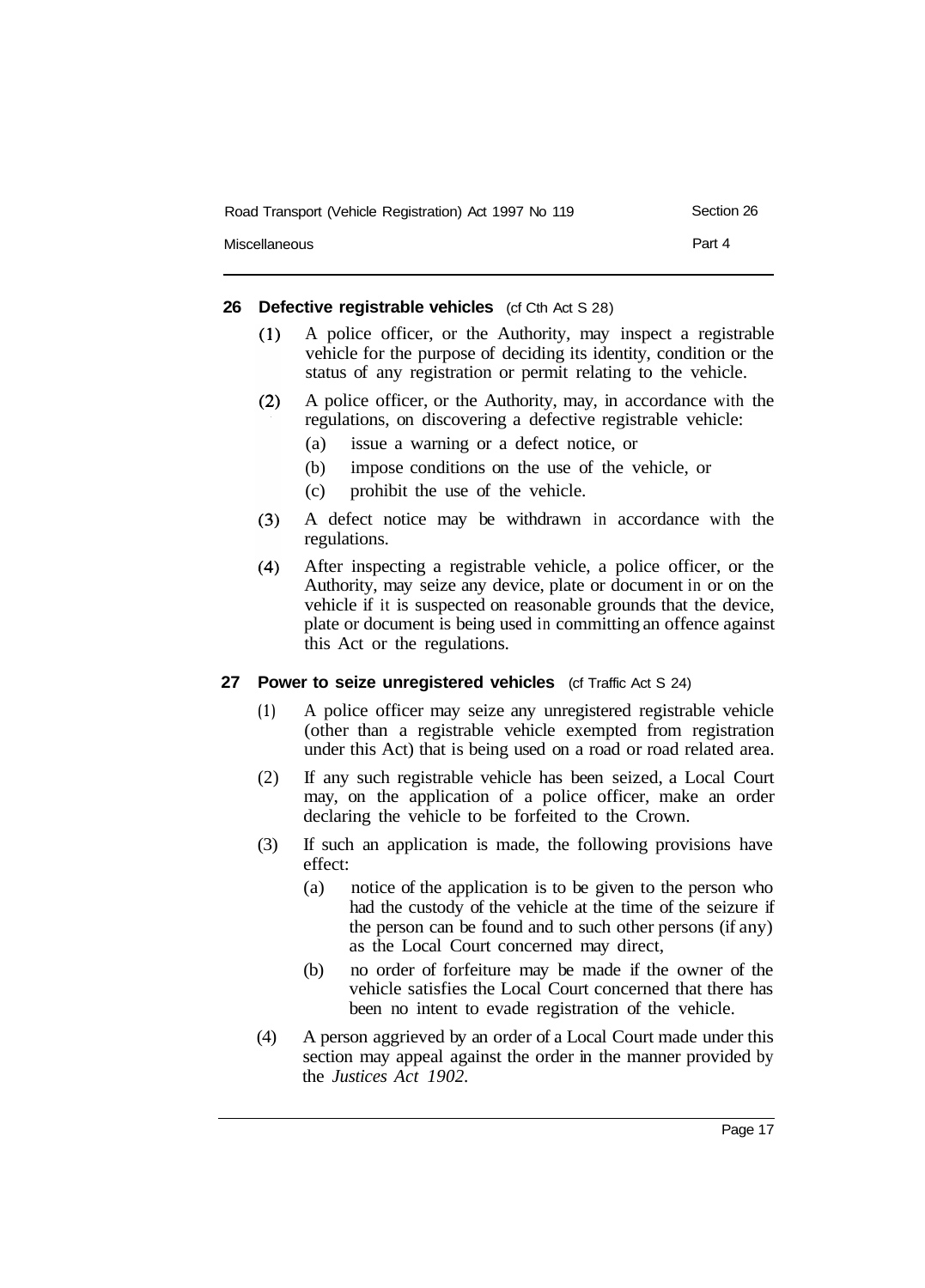## 26 Defective registrable vehicles (cf Cth Act S 28)

(1) A police officer, or the Authority, may inspect a registrable vehicle for the purpose of deciding its identity, condition or the status of any registration or permit relating to the vehicle.

(2) A police officer, or the Authority, may, in accordance with the regulations, on discovering a defective registrable vehicle:

- (a) issue a warning or a defect notice, or
- (b) impose conditions on the use of the vehicle, or
- (c) prohibit the use of the vehicle.

(3) A defect notice may be withdrawn in accordance with the regulations.

(4) After inspecting a registrable vehicle, a police officer, or the Authority, may seize any device, plate or document in or on the vehicle if it is suspected on reasonable grounds that the device, plate or document is being used in committing an offence against this Act or the regulations.

## 27 Power to seize unregistered vehicles (cf Traffic Act S 24)

(1) A police officer may seize any unregistered registrable vehicle (other than a registrable vehicle exempted from registration under this Act) that is being used on a road or road related area.

(2) If any such registrable vehicle has been seized, a Local Court may, on the application of a police officer, make an order declaring the vehicle to be forfeited to the Crown.

(3) If such an application is made, the following provisions have effect:

- (a) notice of the application is to be given to the person who had the custody of the vehicle at the time of the seizure if the person can be found and to such other persons (if any) as the Local Court concerned may direct,
- (b) no order of forfeiture may be made if the owner of the vehicle satisfies the Local Court concerned that there has been no intent to evade registration of the vehicle.

(4) A person aggrieved by an order of a Local Court made under this section may appeal against the order in the manner provided by the *Justices Act 1902*.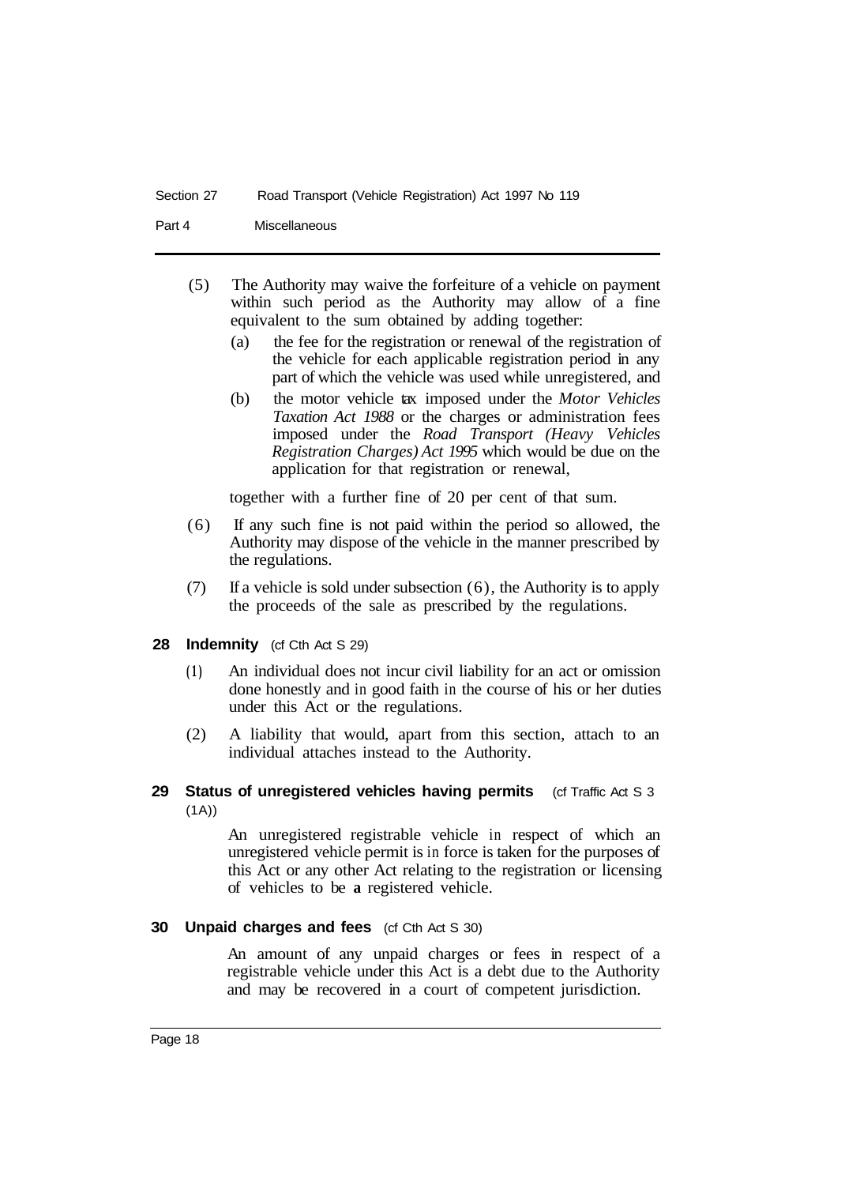(5) The Authority may waive the forfeiture of a vehicle on payment within such period as the Authority may allow of a fine equivalent to the sum obtained by adding together:

(a) the fee for the registration or renewal of the registration of the vehicle for each applicable registration period in any part of which the vehicle was used while unregistered, and

(b) the motor vehicle tax imposed under the *Motor Vehicles Taxation Act 1988* or the charges or administration fees imposed under the *Road Transport (Heavy Vehicles Registration Charges) Act 1995* which would be due on the application for that registration or renewal,

together with a further fine of 20 per cent of that sum.

(6) If any such fine is not paid within the period so allowed, the Authority may dispose of the vehicle in the manner prescribed by the regulations.

(7) If a vehicle is sold under subsection (6), the Authority is to apply the proceeds of the sale as prescribed by the regulations.

### 28 Indemnity (cf Cth Act S 29)

(1) An individual does not incur civil liability for an act or omission done honestly and in good faith in the course of his or her duties under this Act or the regulations.

(2) A liability that would, apart from this section, attach to an individual attaches instead to the Authority.

### 29 Status of unregistered vehicles having permits (cf Traffic Act S 3 (1A))

An unregistered registrable vehicle in respect of which an unregistered vehicle permit is in force is taken for the purposes of this Act or any other Act relating to the registration or licensing of vehicles to be **a** registered vehicle.

### 30 Unpaid charges and fees (cf Cth Act S 30)

An amount of any unpaid charges or fees in respect of a registrable vehicle under this Act is a debt due to the Authority and may be recovered in a court of competent jurisdiction.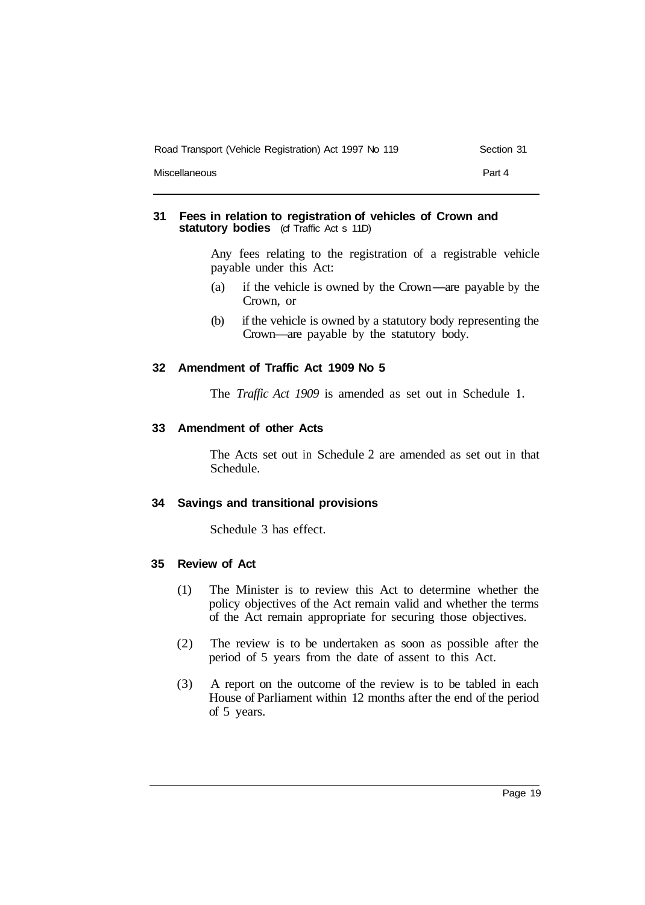### 31 Fees in relation to registration of vehicles of Crown and statutory bodies (cf Traffic Act s 11D)

Any fees relating to the registration of a registrable vehicle payable under this Act:

(a) if the vehicle is owned by the Crown—are payable by the Crown, or

(b) if the vehicle is owned by a statutory body representing the Crown—are payable by the statutory body.

### 32 Amendment of Traffic Act 1909 No 5

The *Traffic Act 1909* is amended as set out in Schedule 1.

### 33 Amendment of other Acts

The Acts set out in Schedule 2 are amended as set out in that Schedule.

### 34 Savings and transitional provisions

Schedule 3 has effect.

### 35 Review of Act

(1) The Minister is to review this Act to determine whether the policy objectives of the Act remain valid and whether the terms of the Act remain appropriate for securing those objectives.

(2) The review is to be undertaken as soon as possible after the period of 5 years from the date of assent to this Act.

(3) A report on the outcome of the review is to be tabled in each House of Parliament within 12 months after the end of the period of 5 years.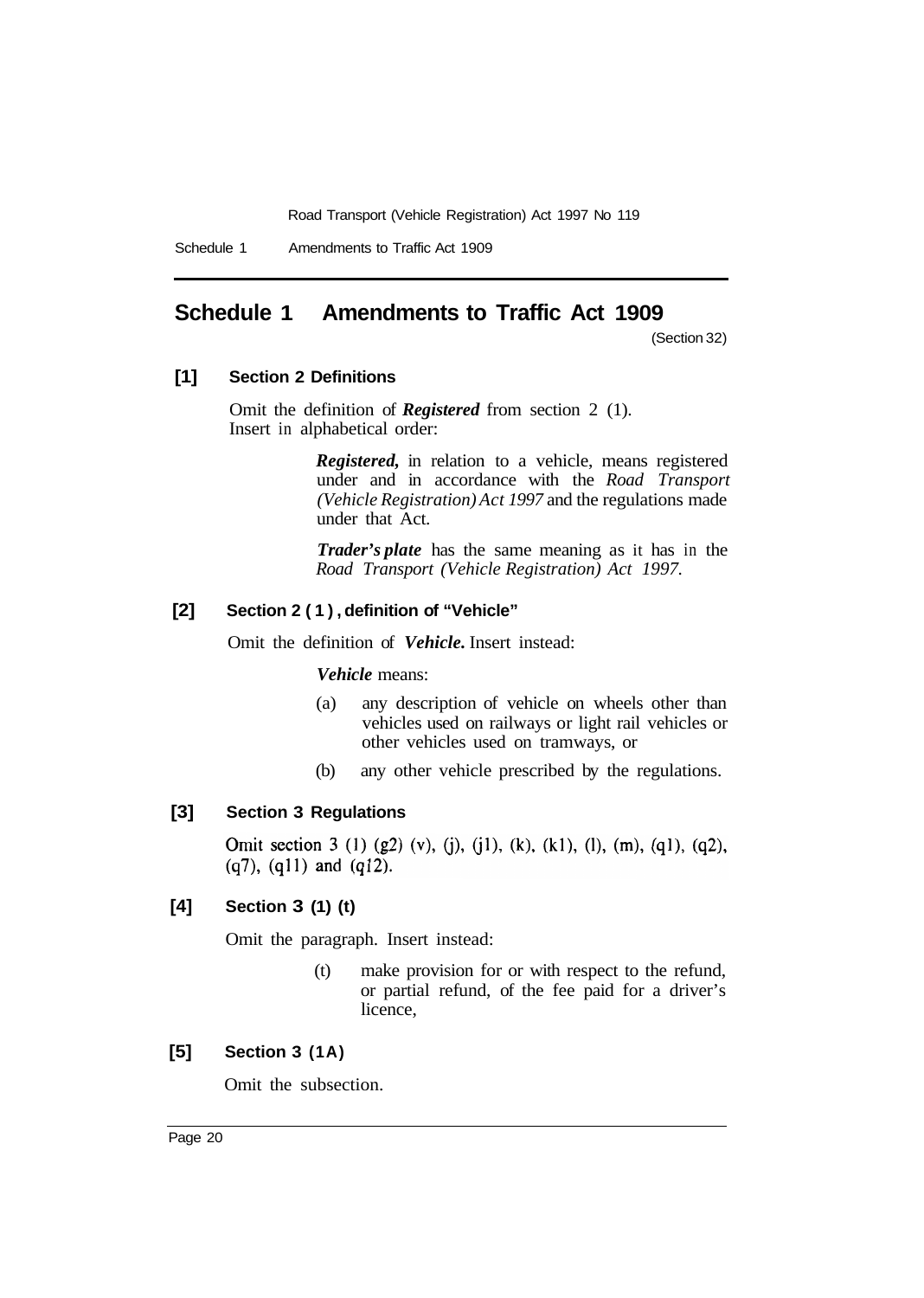# Schedule 1 Amendments to Traffic Act 1909

(Section 32)

**[1] Section 2 Definitions**

Omit the definition of ***Registered*** from section 2 (1).
Insert in alphabetical order:

> ***Registered,*** in relation to a vehicle, means registered under and in accordance with the *Road Transport (Vehicle Registration) Act 1997* and the regulations made under that Act.
>
> ***Trader's plate*** has the same meaning as it has in the *Road Transport (Vehicle Registration) Act 1997.*

**[2] Section 2 (1), definition of "Vehicle"**

Omit the definition of ***Vehicle.*** Insert instead:

> ***Vehicle*** means:
>
> (a) any description of vehicle on wheels other than vehicles used on railways or light rail vehicles or other vehicles used on tramways, or
>
> (b) any other vehicle prescribed by the regulations.

**[3] Section 3 Regulations**

Omit section 3 (1) (g2) (v), (j), (j1), (k), (k1), (l), (m), (q1), (q2), (q7), (q11) and (q12).

**[4] Section 3 (1) (t)**

Omit the paragraph. Insert instead:

> (t) make provision for or with respect to the refund, or partial refund, of the fee paid for a driver's licence,

**[5] Section 3 (1A)**

Omit the subsection.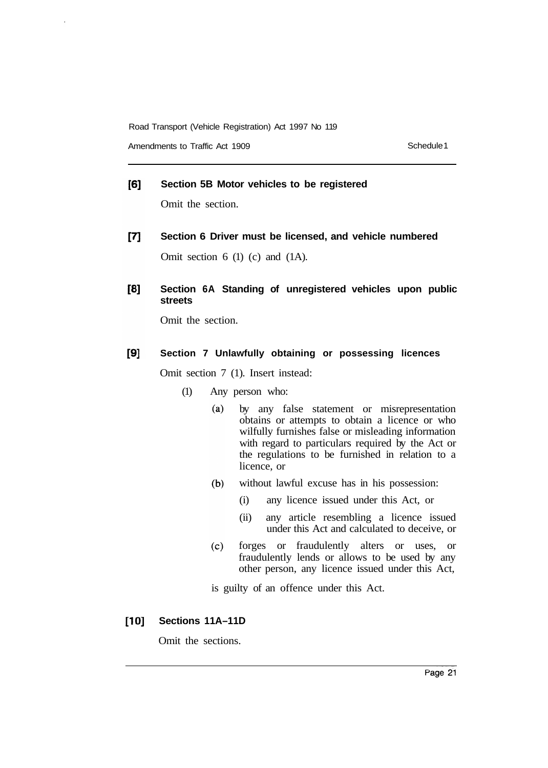**[6] Section 5B Motor vehicles to be registered**

Omit the section.

**[7] Section 6 Driver must be licensed, and vehicle numbered**

Omit section 6 (1) (c) and (1A).

**[8] Section 6A Standing of unregistered vehicles upon public streets**

Omit the section.

**[9] Section 7 Unlawfully obtaining or possessing licences**

Omit section 7 (1). Insert instead:

(1) Any person who:

- (a) by any false statement or misrepresentation obtains or attempts to obtain a licence or who wilfully furnishes false or misleading information with regard to particulars required by the Act or the regulations to be furnished in relation to a licence, or
- (b) without lawful excuse has in his possession:
  - (i) any licence issued under this Act, or
  - (ii) any article resembling a licence issued under this Act and calculated to deceive, or
- (c) forges or fraudulently alters or uses, or fraudulently lends or allows to be used by any other person, any licence issued under this Act,

is guilty of an offence under this Act.

**[10] Sections 11A–11D**

Omit the sections.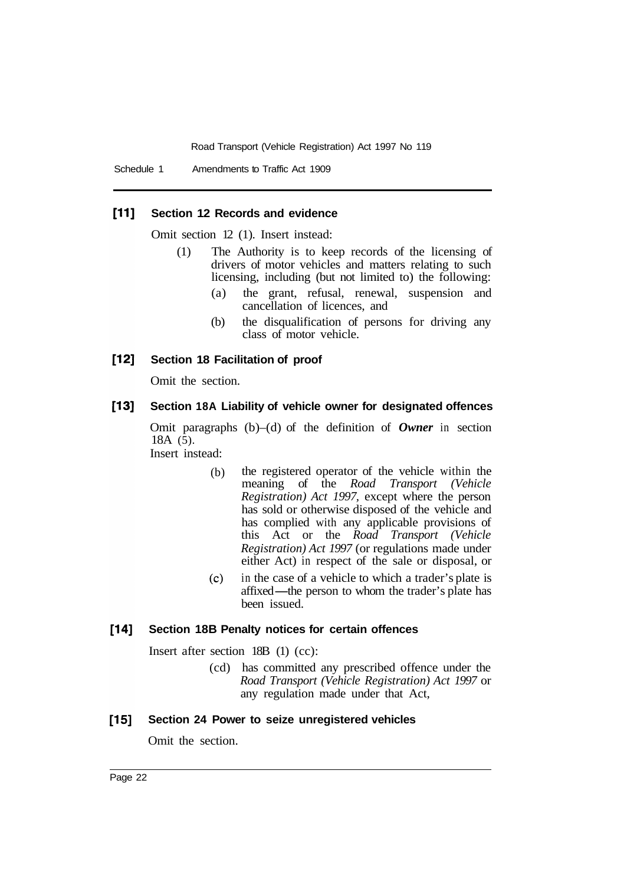### [11] Section 12 Records and evidence

Omit section 12 (1). Insert instead:

(1) The Authority is to keep records of the licensing of drivers of motor vehicles and matters relating to such licensing, including (but not limited to) the following:

(a) the grant, refusal, renewal, suspension and cancellation of licences, and

(b) the disqualification of persons for driving any class of motor vehicle.

### [12] Section 18 Facilitation of proof

Omit the section.

### [13] Section 18A Liability of vehicle owner for designated offences

Omit paragraphs (b)–(d) of the definition of ***Owner*** in section 18A (5).

Insert instead:

(b) the registered operator of the vehicle within the meaning of the *Road Transport (Vehicle Registration) Act 1997,* except where the person has sold or otherwise disposed of the vehicle and has complied with any applicable provisions of this Act or the *Road Transport (Vehicle Registration) Act 1997* (or regulations made under either Act) in respect of the sale or disposal, or

(c) in the case of a vehicle to which a trader's plate is affixed—the person to whom the trader's plate has been issued.

### [14] Section 18B Penalty notices for certain offences

Insert after section 18B (1) (cc):

(cd) has committed any prescribed offence under the *Road Transport (Vehicle Registration) Act 1997* or any regulation made under that Act,

### [15] Section 24 Power to seize unregistered vehicles

Omit the section.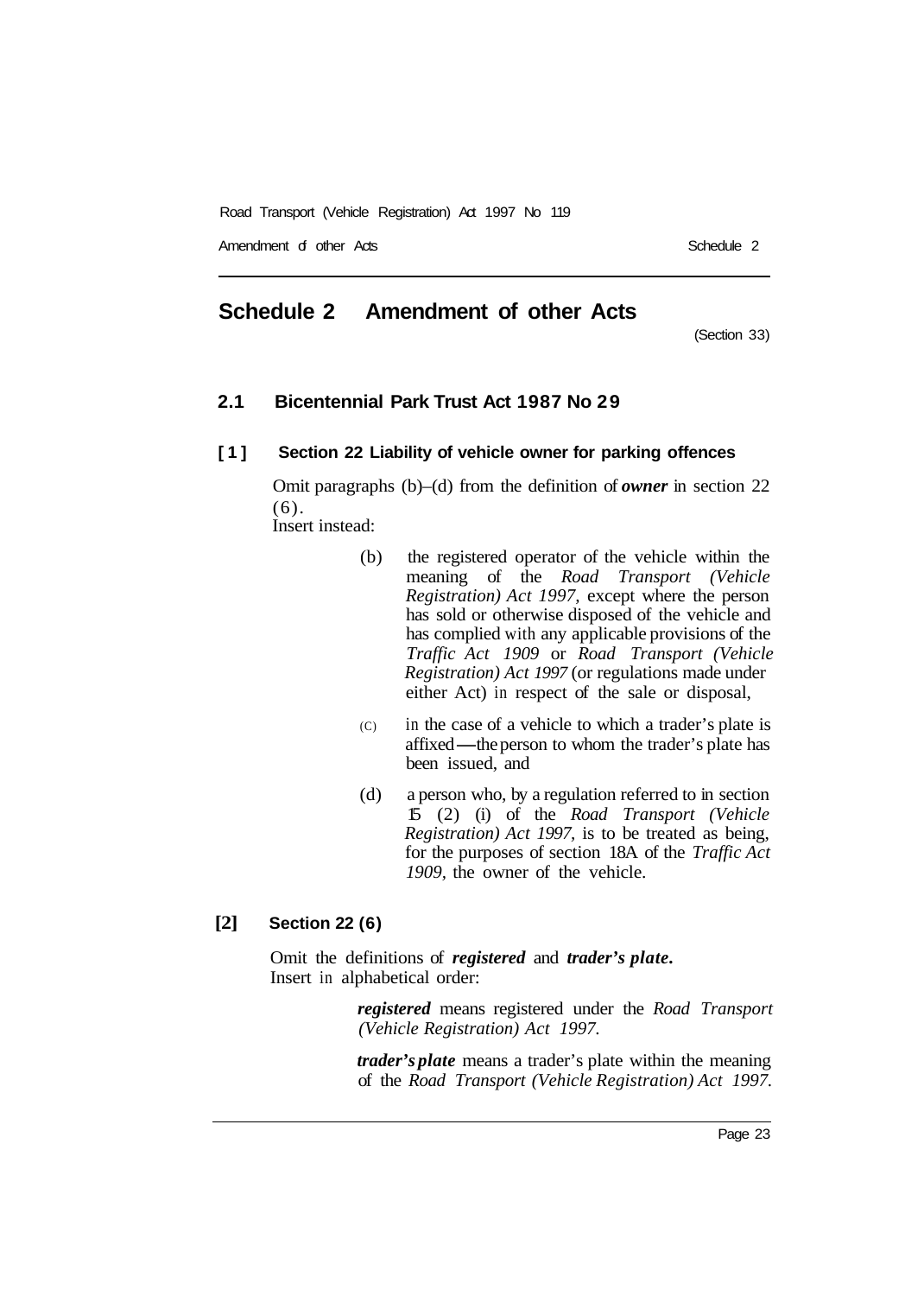## Schedule 2 Amendment of other Acts

(Section 33)

### 2.1 Bicentennial Park Trust Act 1987 No 29

#### [1] Section 22 Liability of vehicle owner for parking offences

Omit paragraphs (b)–(d) from the definition of ***owner*** in section 22 (6).

Insert instead:

> (b) the registered operator of the vehicle within the meaning of the *Road Transport (Vehicle Registration) Act 1997,* except where the person has sold or otherwise disposed of the vehicle and has complied with any applicable provisions of the *Traffic Act 1909* or *Road Transport (Vehicle Registration) Act 1997* (or regulations made under either Act) in respect of the sale or disposal,
>
> (c) in the case of a vehicle to which a trader's plate is affixed—the person to whom the trader's plate has been issued, and
>
> (d) a person who, by a regulation referred to in section 15 (2) (i) of the *Road Transport (Vehicle Registration) Act 1997,* is to be treated as being, for the purposes of section 18A of the *Traffic Act 1909,* the owner of the vehicle.

#### [2] Section 22 (6)

Omit the definitions of ***registered*** and ***trader's plate*****.**

Insert in alphabetical order:

> ***registered*** means registered under the *Road Transport (Vehicle Registration) Act 1997.*
>
> ***trader's plate*** means a trader's plate within the meaning of the *Road Transport (Vehicle Registration) Act 1997.*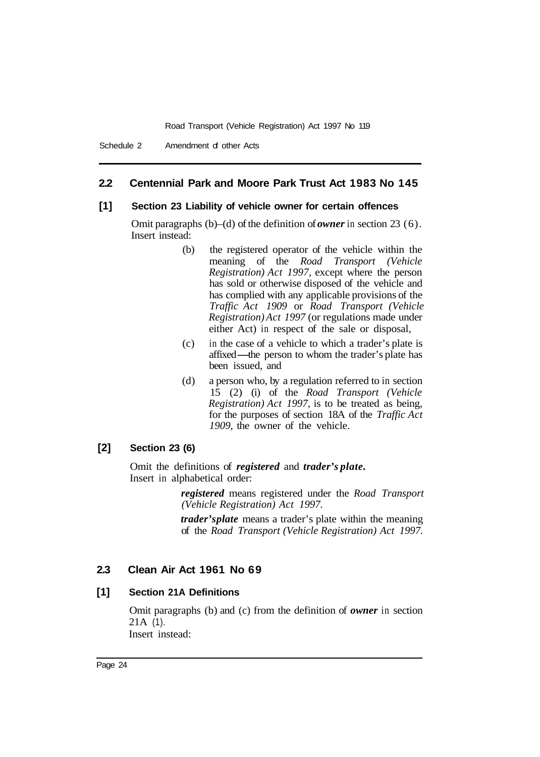## 2.2 Centennial Park and Moore Park Trust Act 1983 No 145

### [1] Section 23 Liability of vehicle owner for certain offences

Omit paragraphs (b)–(d) of the definition of ***owner*** in section 23 (6). Insert instead:

> (b) the registered operator of the vehicle within the meaning of the *Road Transport (Vehicle Registration) Act 1997*, except where the person has sold or otherwise disposed of the vehicle and has complied with any applicable provisions of the *Traffic Act 1909* or *Road Transport (Vehicle Registration) Act 1997* (or regulations made under either Act) in respect of the sale or disposal,
>
> (c) in the case of a vehicle to which a trader's plate is affixed—the person to whom the trader's plate has been issued, and
>
> (d) a person who, by a regulation referred to in section 15 (2) (i) of the *Road Transport (Vehicle Registration) Act 1997*, is to be treated as being, for the purposes of section 18A of the *Traffic Act 1909*, the owner of the vehicle.

### [2] Section 23 (6)

Omit the definitions of ***registered*** and ***trader's plate***.
Insert in alphabetical order:

> ***registered*** means registered under the *Road Transport (Vehicle Registration) Act 1997*.
>
> ***trader's plate*** means a trader's plate within the meaning of the *Road Transport (Vehicle Registration) Act 1997*.

## 2.3 Clean Air Act 1961 No 69

### [1] Section 21A Definitions

Omit paragraphs (b) and (c) from the definition of ***owner*** in section 21A (1).
Insert instead: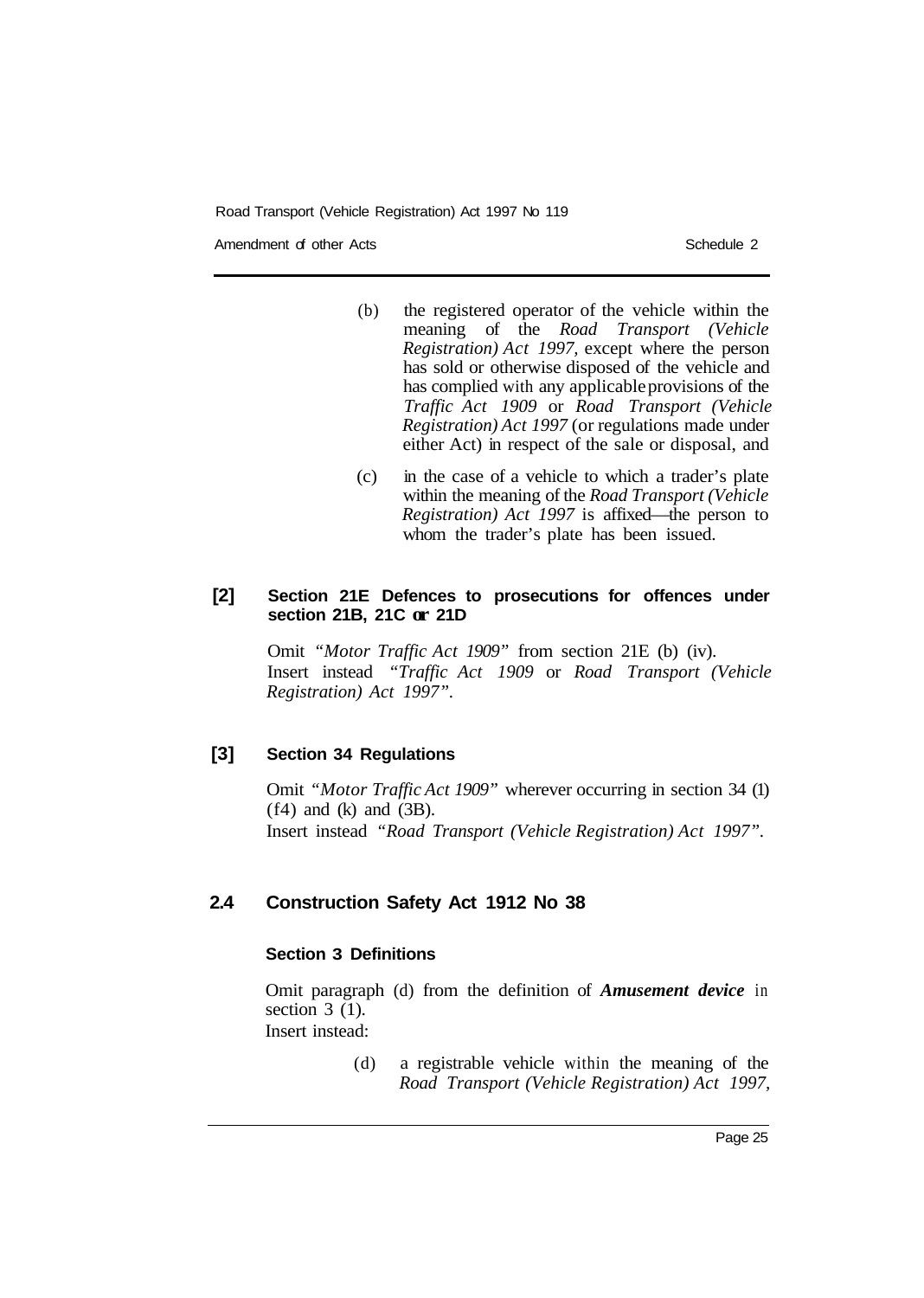(b) the registered operator of the vehicle within the meaning of the *Road Transport (Vehicle Registration) Act 1997,* except where the person has sold or otherwise disposed of the vehicle and has complied with any applicable provisions of the *Traffic Act 1909* or *Road Transport (Vehicle Registration) Act 1997* (or regulations made under either Act) in respect of the sale or disposal, and

(c) in the case of a vehicle to which a trader's plate within the meaning of the *Road Transport (Vehicle Registration) Act 1997* is affixed—the person to whom the trader's plate has been issued.

#### [2] Section 21E Defences to prosecutions for offences under section 21B, 21C or 21D

Omit *"Motor Traffic Act 1909"* from section 21E (b) (iv).
Insert instead *"Traffic Act 1909* or *Road Transport (Vehicle Registration) Act 1997".*

#### [3] Section 34 Regulations

Omit *"Motor Traffic Act 1909"* wherever occurring in section 34 (1) (f4) and (k) and (3B).
Insert instead *"Road Transport (Vehicle Registration) Act 1997".*

## 2.4 Construction Safety Act 1912 No 38

#### Section 3 Definitions

Omit paragraph (d) from the definition of ***Amusement device*** in section 3 (1).
Insert instead:

(d) a registrable vehicle within the meaning of the *Road Transport (Vehicle Registration) Act 1997,*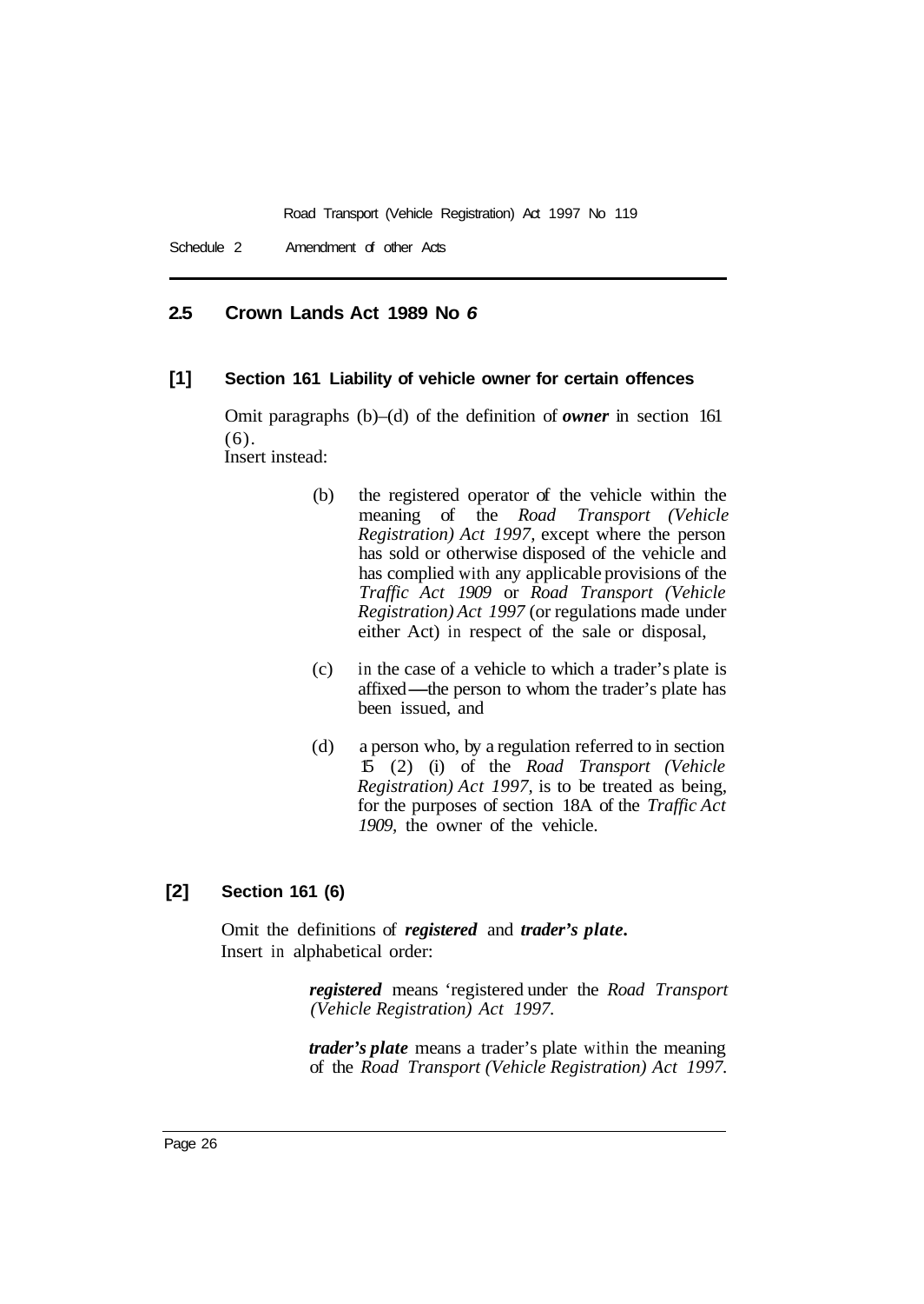## 2.5 Crown Lands Act 1989 No 6

### [1] Section 161 Liability of vehicle owner for certain offences

Omit paragraphs (b)–(d) of the definition of ***owner*** in section 161 (6).

Insert instead:

> (b) the registered operator of the vehicle within the meaning of the *Road Transport (Vehicle Registration) Act 1997*, except where the person has sold or otherwise disposed of the vehicle and has complied with any applicable provisions of the *Traffic Act 1909* or *Road Transport (Vehicle Registration) Act 1997* (or regulations made under either Act) in respect of the sale or disposal,
>
> (c) in the case of a vehicle to which a trader's plate is affixed—the person to whom the trader's plate has been issued, and
>
> (d) a person who, by a regulation referred to in section 15 (2) (i) of the *Road Transport (Vehicle Registration) Act 1997*, is to be treated as being, for the purposes of section 18A of the *Traffic Act 1909*, the owner of the vehicle.

### [2] Section 161 (6)

Omit the definitions of ***registered*** and ***trader's plate***.

Insert in alphabetical order:

> ***registered*** means 'registered under the *Road Transport (Vehicle Registration) Act 1997*.
>
> ***trader's plate*** means a trader's plate within the meaning of the *Road Transport (Vehicle Registration) Act 1997*.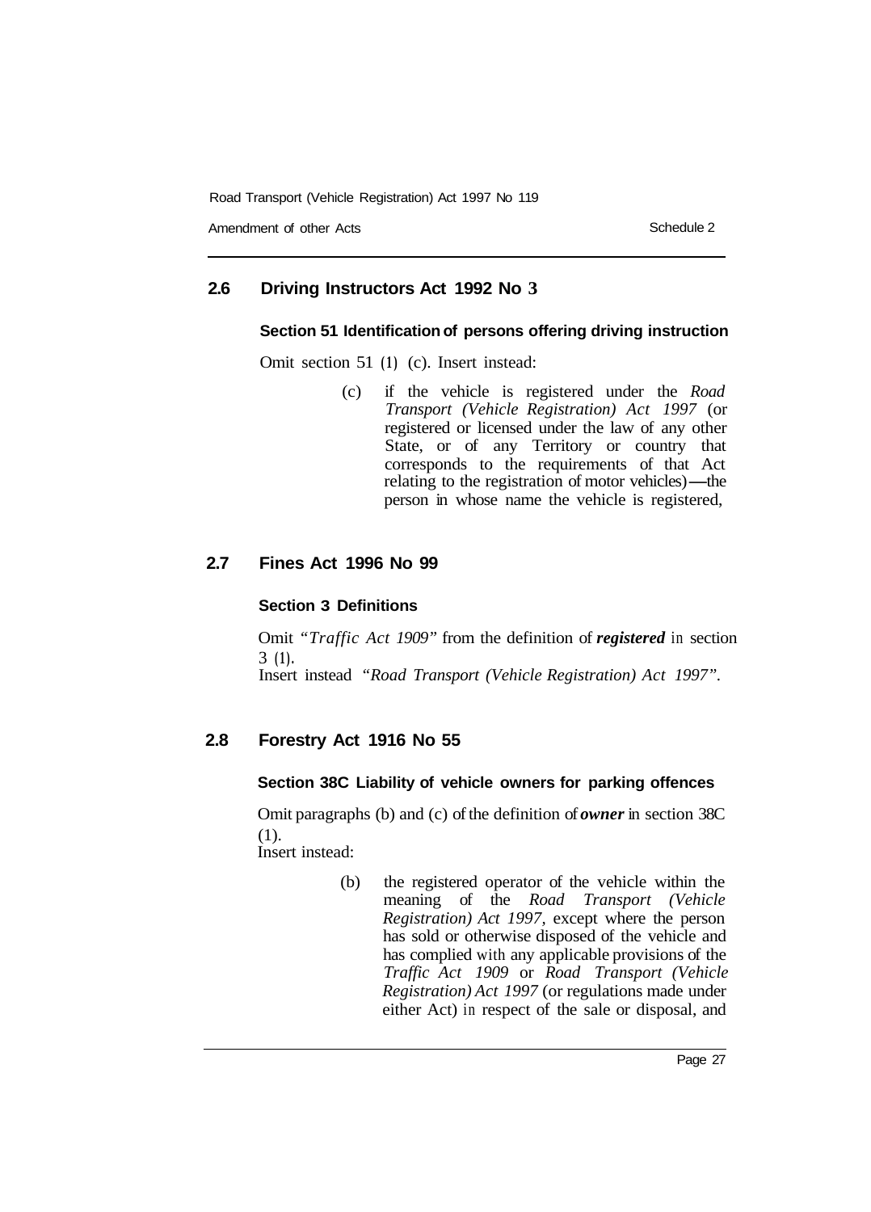## 2.6 Driving Instructors Act 1992 No 3

### Section 51 Identification of persons offering driving instruction

Omit section 51 (1) (c). Insert instead:

> (c) if the vehicle is registered under the *Road Transport (Vehicle Registration) Act 1997* (or registered or licensed under the law of any other State, or of any Territory or country that corresponds to the requirements of that Act relating to the registration of motor vehicles)—the person in whose name the vehicle is registered,

## 2.7 Fines Act 1996 No 99

### Section 3 Definitions

Omit *"Traffic Act 1909"* from the definition of ***registered*** in section 3 (1).

Insert instead *"Road Transport (Vehicle Registration) Act 1997"*.

## 2.8 Forestry Act 1916 No 55

### Section 38C Liability of vehicle owners for parking offences

Omit paragraphs (b) and (c) of the definition of ***owner*** in section 38C (1).

Insert instead:

> (b) the registered operator of the vehicle within the meaning of the *Road Transport (Vehicle Registration) Act 1997,* except where the person has sold or otherwise disposed of the vehicle and has complied with any applicable provisions of the *Traffic Act 1909* or *Road Transport (Vehicle Registration) Act 1997* (or regulations made under either Act) in respect of the sale or disposal, and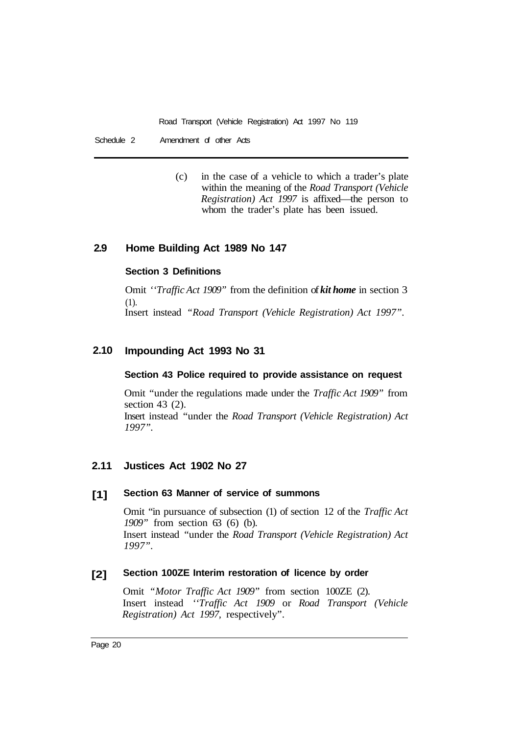(c) in the case of a vehicle to which a trader's plate within the meaning of the *Road Transport (Vehicle Registration) Act 1997* is affixed—the person to whom the trader's plate has been issued.

## 2.9 Home Building Act 1989 No 147

### Section 3 Definitions

Omit "*Traffic Act 1909*" from the definition of ***kit home*** in section 3 (1).

Insert instead "*Road Transport (Vehicle Registration) Act 1997*".

## 2.10 Impounding Act 1993 No 31

### Section 43 Police required to provide assistance on request

Omit "under the regulations made under the *Traffic Act 1909*" from section 43 (2).

Insert instead "under the *Road Transport (Vehicle Registration) Act 1997*".

## 2.11 Justices Act 1902 No 27

### [1] Section 63 Manner of service of summons

Omit "in pursuance of subsection (1) of section 12 of the *Traffic Act 1909*" from section 63 (6) (b).

Insert instead "under the *Road Transport (Vehicle Registration) Act 1997*".

### [2] Section 100ZE Interim restoration of licence by order

Omit "*Motor Traffic Act 1909*" from section 100ZE (2).

Insert instead "*Traffic Act 1909* or *Road Transport (Vehicle Registration) Act 1997*, respectively".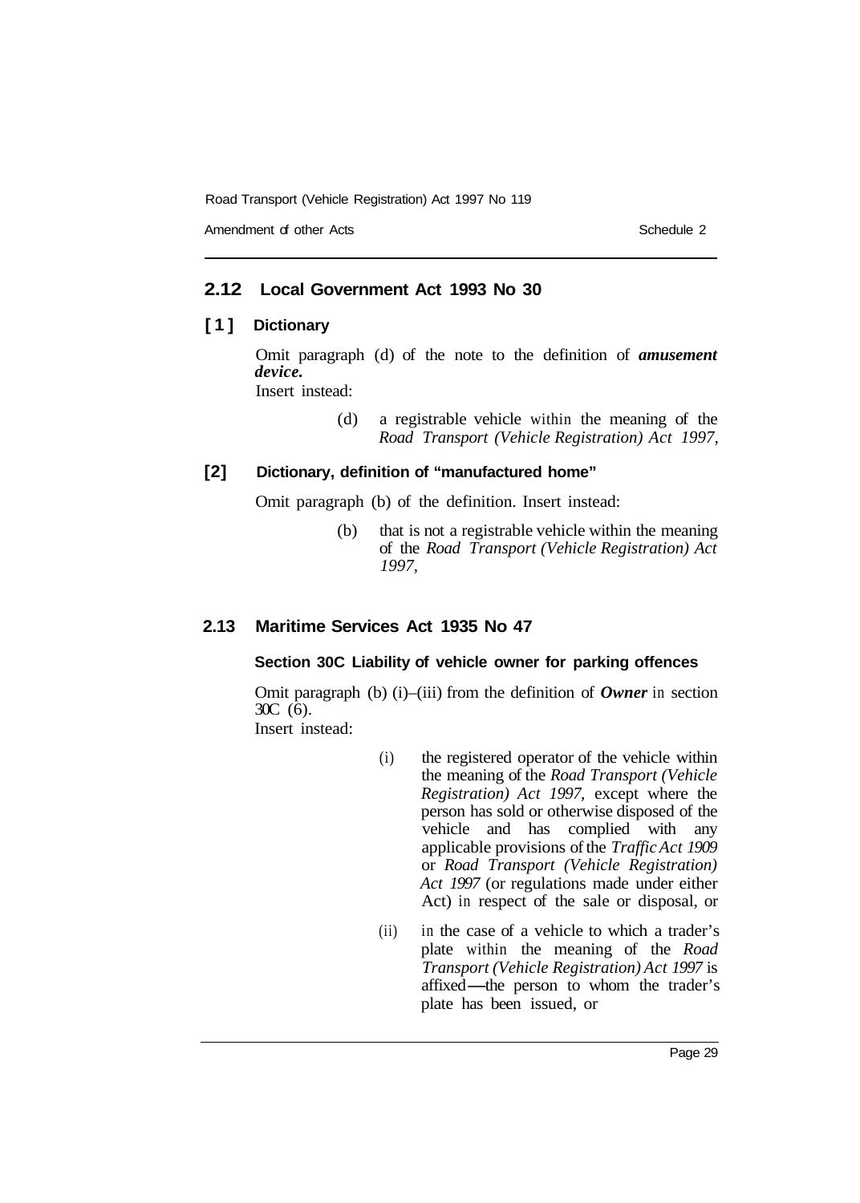## 2.12 Local Government Act 1993 No 30

### [1] Dictionary

Omit paragraph (d) of the note to the definition of ***amusement device.***

Insert instead:

> (d) a registrable vehicle within the meaning of the *Road Transport (Vehicle Registration) Act 1997,*

### [2] Dictionary, definition of "manufactured home"

Omit paragraph (b) of the definition. Insert instead:

> (b) that is not a registrable vehicle within the meaning of the *Road Transport (Vehicle Registration) Act 1997,*

## 2.13 Maritime Services Act 1935 No 47

### Section 30C Liability of vehicle owner for parking offences

Omit paragraph (b) (i)–(iii) from the definition of ***Owner*** in section 30C (6).

Insert instead:

> (i) the registered operator of the vehicle within the meaning of the *Road Transport (Vehicle Registration) Act 1997,* except where the person has sold or otherwise disposed of the vehicle and has complied with any applicable provisions of the *Traffic Act 1909* or *Road Transport (Vehicle Registration) Act 1997* (or regulations made under either Act) in respect of the sale or disposal, or
>
> (ii) in the case of a vehicle to which a trader's plate within the meaning of the *Road Transport (Vehicle Registration) Act 1997* is affixed—the person to whom the trader's plate has been issued, or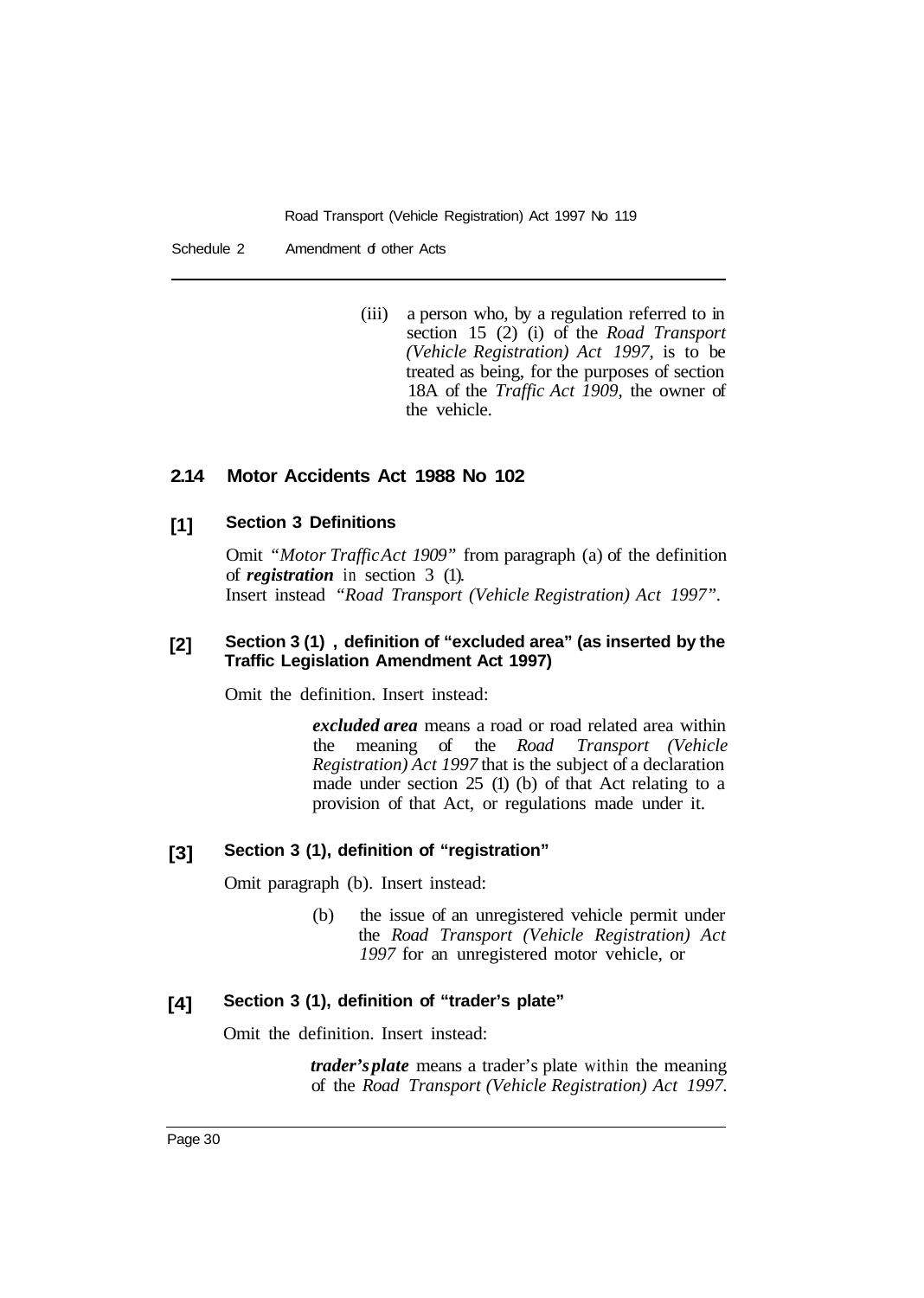(iii) a person who, by a regulation referred to in section 15 (2) (i) of the *Road Transport (Vehicle Registration) Act 1997,* is to be treated as being, for the purposes of section 18A of the *Traffic Act 1909,* the owner of the vehicle.

## 2.14 Motor Accidents Act 1988 No 102

### [1] Section 3 Definitions

Omit *"Motor Traffic Act 1909"* from paragraph (a) of the definition of ***registration*** in section 3 (1).
Insert instead *"Road Transport (Vehicle Registration) Act 1997".*

### [2] Section 3 (1) , definition of "excluded area" (as inserted by the Traffic Legislation Amendment Act 1997)

Omit the definition. Insert instead:

> ***excluded area*** means a road or road related area within the meaning of the *Road Transport (Vehicle Registration) Act 1997* that is the subject of a declaration made under section 25 (1) (b) of that Act relating to a provision of that Act, or regulations made under it.

### [3] Section 3 (1), definition of "registration"

Omit paragraph (b). Insert instead:

> (b) the issue of an unregistered vehicle permit under the *Road Transport (Vehicle Registration) Act 1997* for an unregistered motor vehicle, or

### [4] Section 3 (1), definition of "trader's plate"

Omit the definition. Insert instead:

> ***trader's plate*** means a trader's plate within the meaning of the *Road Transport (Vehicle Registration) Act 1997.*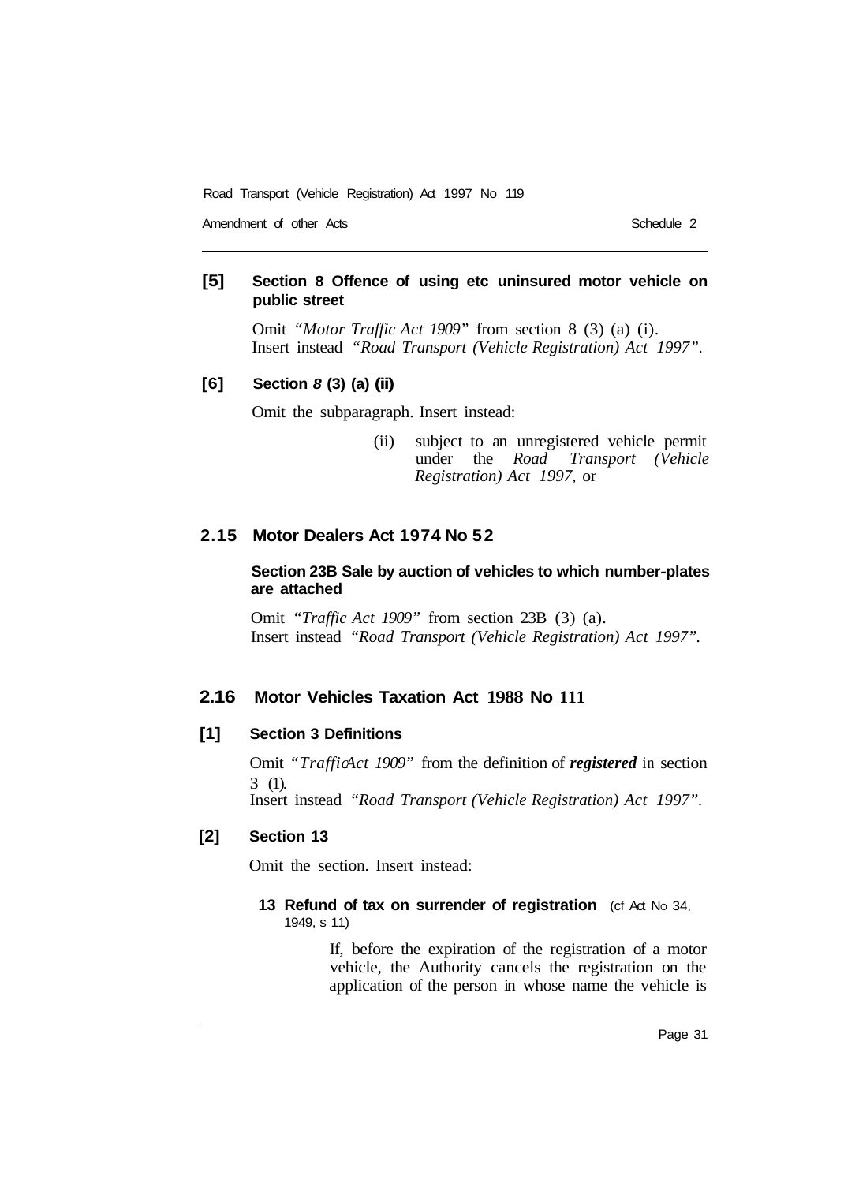**[5] Section 8 Offence of using etc uninsured motor vehicle on public street**

Omit "*Motor Traffic Act 1909*" from section 8 (3) (a) (i). Insert instead "*Road Transport (Vehicle Registration) Act 1997*".

**[6] Section 8 (3) (a) (ii)**

Omit the subparagraph. Insert instead:

> (ii) subject to an unregistered vehicle permit under the *Road Transport (Vehicle Registration) Act 1997*, or

## 2.15 Motor Dealers Act 1974 No 52

**Section 23B Sale by auction of vehicles to which number-plates are attached**

Omit "*Traffic Act 1909*" from section 23B (3) (a). Insert instead "*Road Transport (Vehicle Registration) Act 1997*".

## 2.16 Motor Vehicles Taxation Act 1988 No 111

**[1] Section 3 Definitions**

Omit "*TrafficAct 1909*" from the definition of ***registered*** in section 3 (1). Insert instead "*Road Transport (Vehicle Registration) Act 1997*".

**[2] Section 13**

Omit the section. Insert instead:

**13 Refund of tax on surrender of registration** (cf Act No 34, 1949, s 11)

If, before the expiration of the registration of a motor vehicle, the Authority cancels the registration on the application of the person in whose name the vehicle is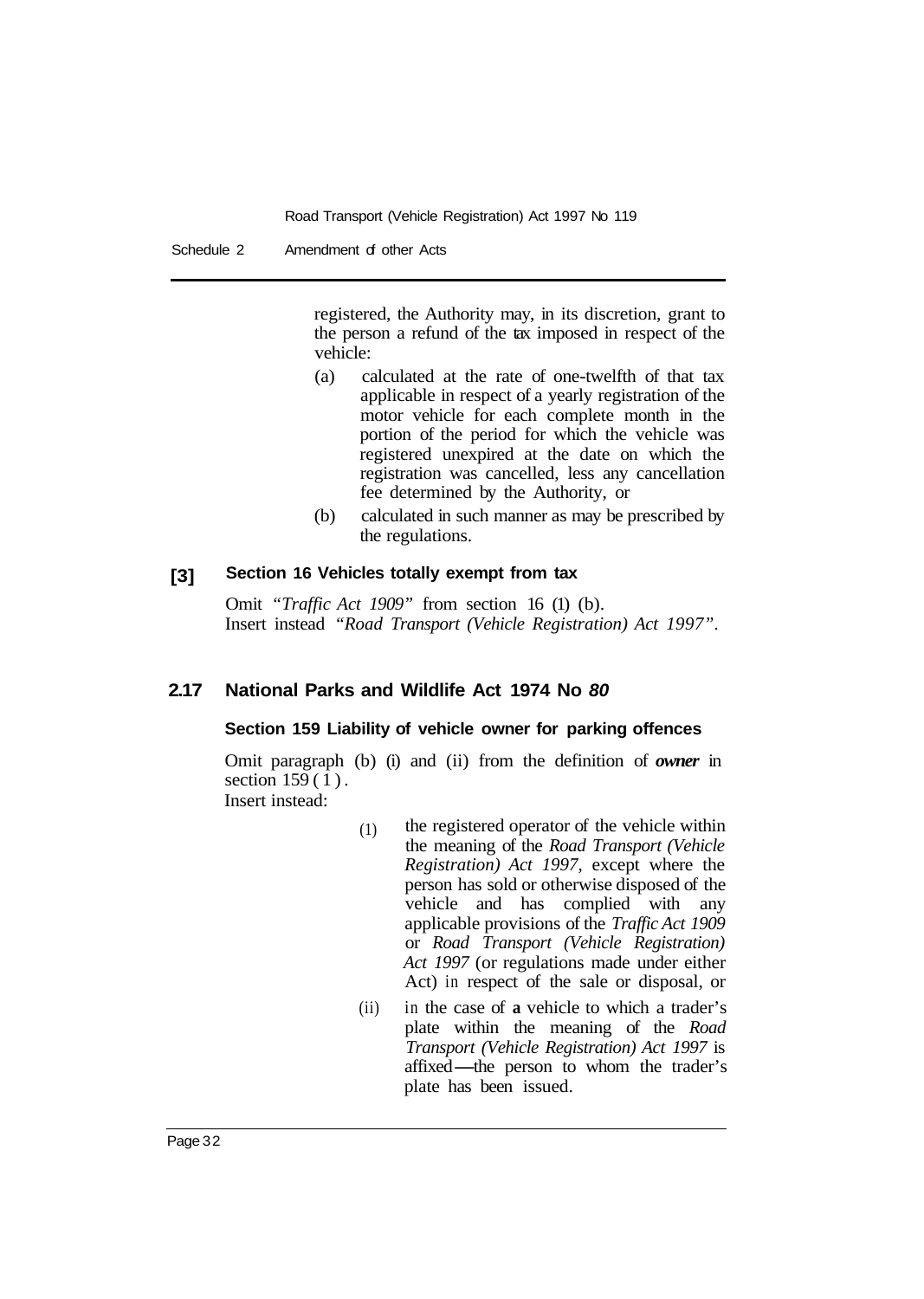registered, the Authority may, in its discretion, grant to the person a refund of the tax imposed in respect of the vehicle:

- (a) calculated at the rate of one-twelfth of that tax applicable in respect of a yearly registration of the motor vehicle for each complete month in the portion of the period for which the vehicle was registered unexpired at the date on which the registration was cancelled, less any cancellation fee determined by the Authority, or
- (b) calculated in such manner as may be prescribed by the regulations.

**[3] Section 16 Vehicles totally exempt from tax**

Omit *"Traffic Act 1909"* from section 16 (1) (b).
Insert instead *"Road Transport (Vehicle Registration) Act 1997"*.

## 2.17 National Parks and Wildlife Act 1974 No *80*

### Section 159 Liability of vehicle owner for parking offences

Omit paragraph (b) (i) and (ii) from the definition of ***owner*** in section 159 (1).
Insert instead:

- (1) the registered operator of the vehicle within the meaning of the *Road Transport (Vehicle Registration) Act 1997*, except where the person has sold or otherwise disposed of the vehicle and has complied with any applicable provisions of the *Traffic Act 1909* or *Road Transport (Vehicle Registration) Act 1997* (or regulations made under either Act) in respect of the sale or disposal, or
- (ii) in the case of **a** vehicle to which a trader's plate within the meaning of the *Road Transport (Vehicle Registration) Act 1997* is affixed—the person to whom the trader's plate has been issued.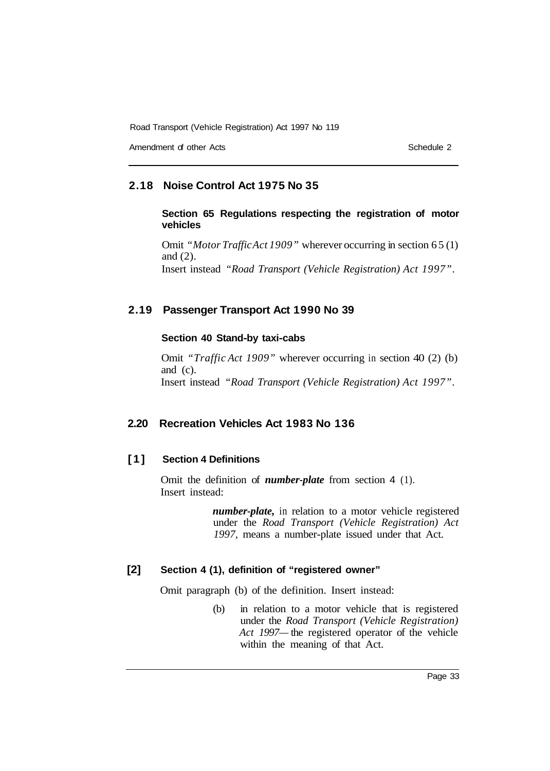## 2.18 Noise Control Act 1975 No 35

### Section 65 Regulations respecting the registration of motor vehicles

Omit *"Motor Traffic Act 1909"* wherever occurring in section 65 (1) and (2).

Insert instead *"Road Transport (Vehicle Registration) Act 1997"*.

## 2.19 Passenger Transport Act 1990 No 39

### Section 40 Stand-by taxi-cabs

Omit *"Traffic Act 1909"* wherever occurring in section 40 (2) (b) and (c).

Insert instead *"Road Transport (Vehicle Registration) Act 1997"*.

## 2.20 Recreation Vehicles Act 1983 No 136

### [1] Section 4 Definitions

Omit the definition of ***number-plate*** from section 4 (1).

Insert instead:

> ***number-plate,*** in relation to a motor vehicle registered under the *Road Transport (Vehicle Registration) Act 1997,* means a number-plate issued under that Act.

### [2] Section 4 (1), definition of "registered owner"

Omit paragraph (b) of the definition. Insert instead:

> (b) in relation to a motor vehicle that is registered under the *Road Transport (Vehicle Registration) Act 1997*—the registered operator of the vehicle within the meaning of that Act.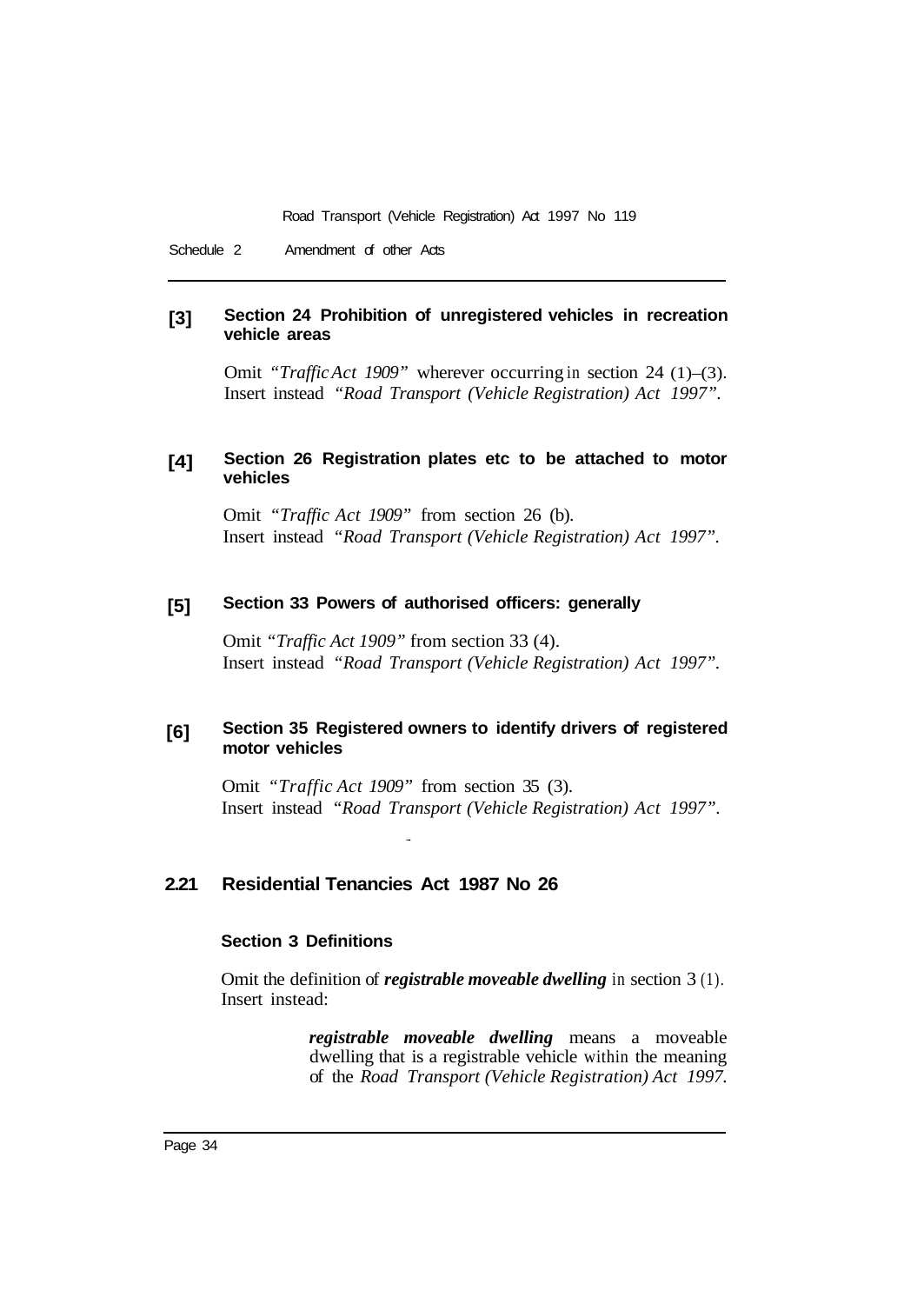### [3] Section 24 Prohibition of unregistered vehicles in recreation vehicle areas

Omit "*Traffic Act 1909*" wherever occurring in section 24 (1)–(3). Insert instead "*Road Transport (Vehicle Registration) Act 1997*".

### [4] Section 26 Registration plates etc to be attached to motor vehicles

Omit "*Traffic Act 1909*" from section 26 (b). Insert instead "*Road Transport (Vehicle Registration) Act 1997*".

### [5] Section 33 Powers of authorised officers: generally

Omit "*Traffic Act 1909*" from section 33 (4). Insert instead "*Road Transport (Vehicle Registration) Act 1997*".

### [6] Section 35 Registered owners to identify drivers of registered motor vehicles

Omit "*Traffic Act 1909*" from section 35 (3). Insert instead "*Road Transport (Vehicle Registration) Act 1997*".

## 2.21 Residential Tenancies Act 1987 No 26

### Section 3 Definitions

Omit the definition of ***registrable moveable dwelling*** in section 3 (1). Insert instead:

> ***registrable moveable dwelling*** means a moveable dwelling that is a registrable vehicle within the meaning of the *Road Transport (Vehicle Registration) Act 1997*.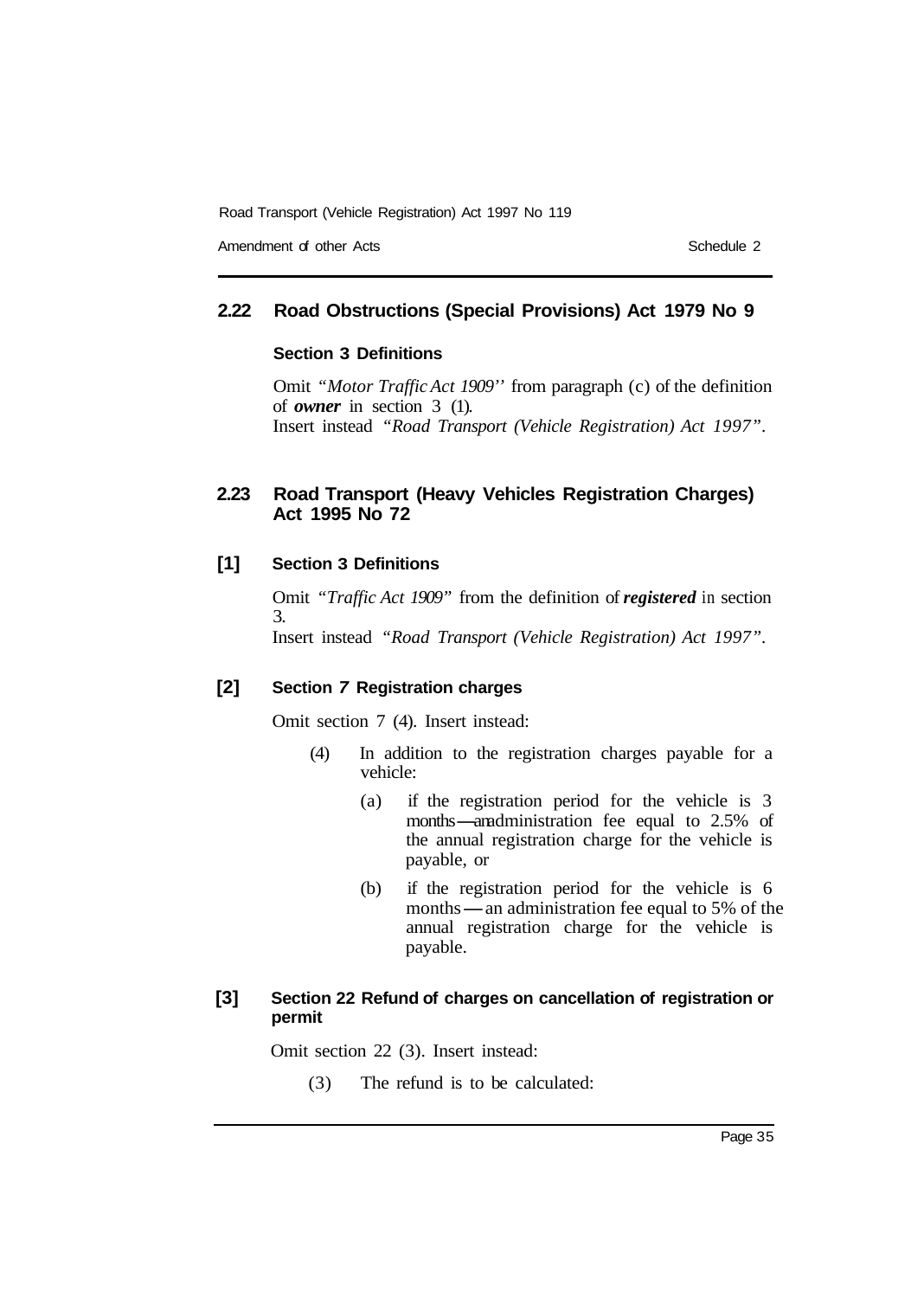## 2.22 Road Obstructions (Special Provisions) Act 1979 No 9

### Section 3 Definitions

Omit *"Motor Traffic Act 1909"* from paragraph (c) of the definition of ***owner*** in section 3 (1).
Insert instead *"Road Transport (Vehicle Registration) Act 1997"*.

## 2.23 Road Transport (Heavy Vehicles Registration Charges) Act 1995 No 72

### [1] Section 3 Definitions

Omit *"Traffic Act 1909"* from the definition of ***registered*** in section 3.
Insert instead *"Road Transport (Vehicle Registration) Act 1997"*.

### [2] Section 7 Registration charges

Omit section 7 (4). Insert instead:

(4) In addition to the registration charges payable for a vehicle:

(a) if the registration period for the vehicle is 3 months—an administration fee equal to 2.5% of the annual registration charge for the vehicle is payable, or

(b) if the registration period for the vehicle is 6 months—an administration fee equal to 5% of the annual registration charge for the vehicle is payable.

### [3] Section 22 Refund of charges on cancellation of registration or permit

Omit section 22 (3). Insert instead:

(3) The refund is to be calculated: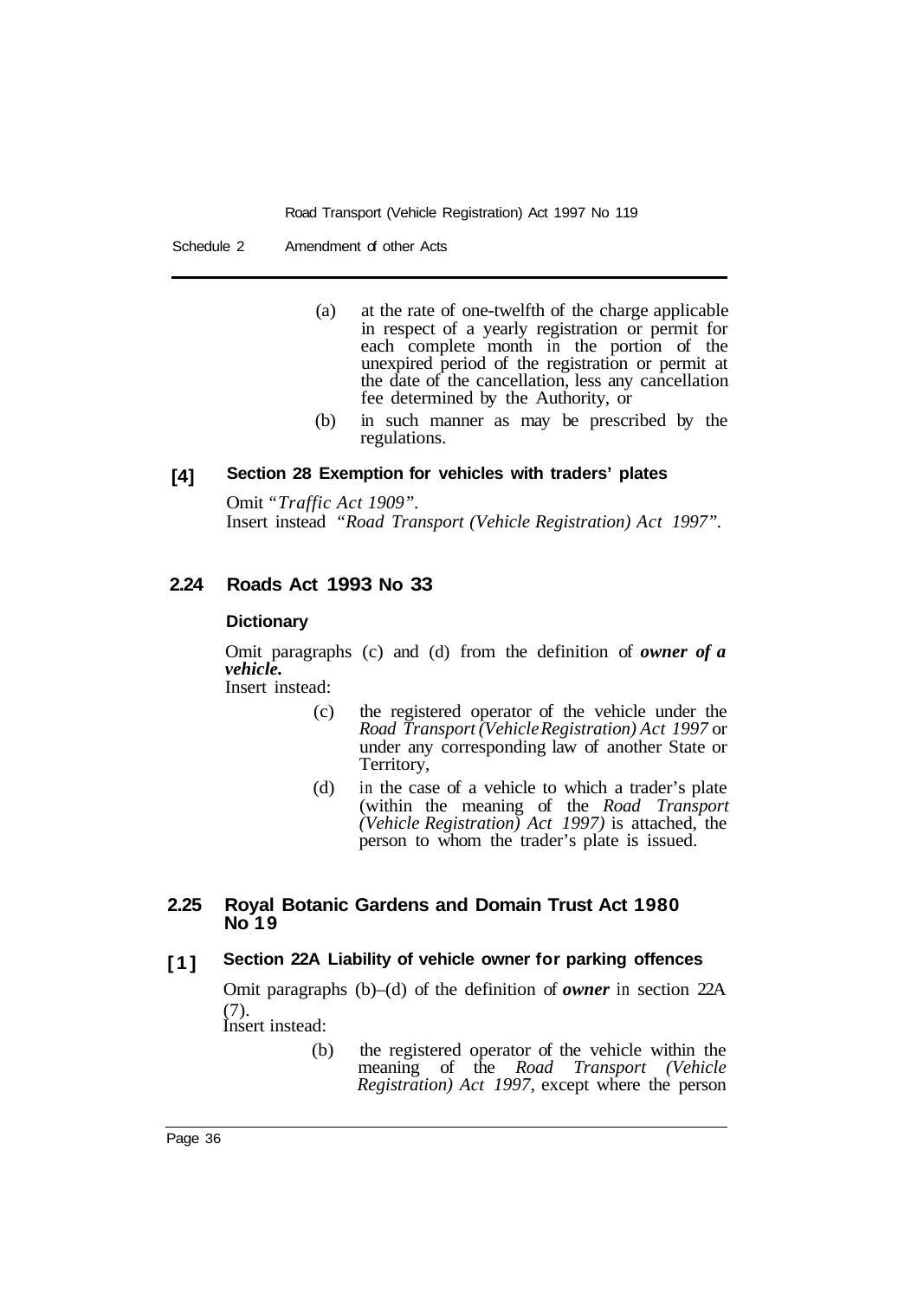(a) at the rate of one-twelfth of the charge applicable in respect of a yearly registration or permit for each complete month in the portion of the unexpired period of the registration or permit at the date of the cancellation, less any cancellation fee determined by the Authority, or

(b) in such manner as may be prescribed by the regulations.

**[4] Section 28 Exemption for vehicles with traders' plates**

Omit "*Traffic Act 1909*".
Insert instead "*Road Transport (Vehicle Registration) Act 1997*".

## 2.24 Roads Act 1993 No 33

**Dictionary**

Omit paragraphs (c) and (d) from the definition of ***owner of a vehicle.***
Insert instead:

(c) the registered operator of the vehicle under the *Road Transport (Vehicle Registration) Act 1997* or under any corresponding law of another State or Territory,

(d) in the case of a vehicle to which a trader's plate (within the meaning of the *Road Transport (Vehicle Registration) Act 1997)* is attached, the person to whom the trader's plate is issued.

## 2.25 Royal Botanic Gardens and Domain Trust Act 1980 No 19

**[1] Section 22A Liability of vehicle owner for parking offences**

Omit paragraphs (b)–(d) of the definition of ***owner*** in section 22A (7).
Insert instead:

(b) the registered operator of the vehicle within the meaning of the *Road Transport (Vehicle Registration) Act 1997,* except where the person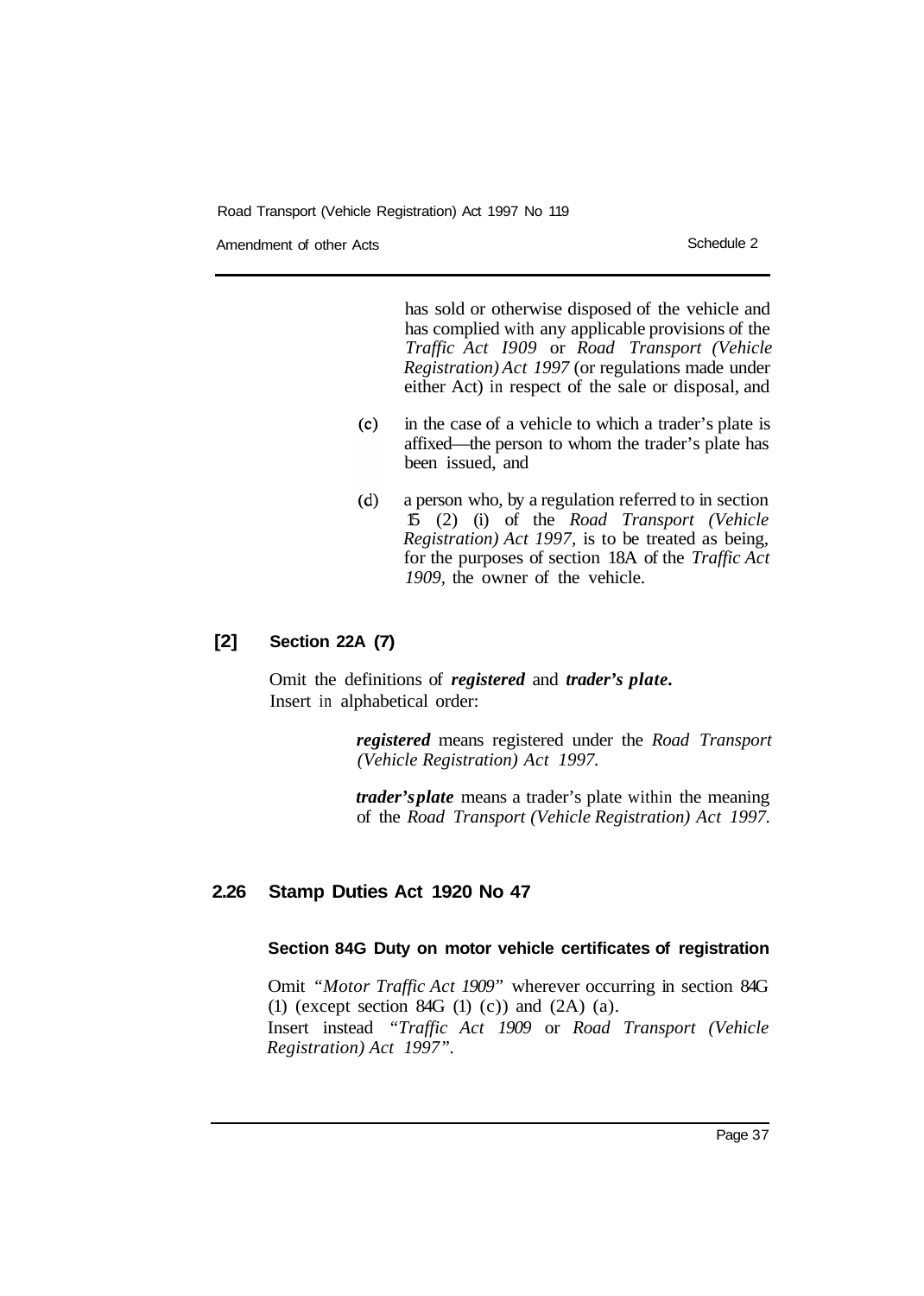has sold or otherwise disposed of the vehicle and has complied with any applicable provisions of the *Traffic Act 1909* or *Road Transport (Vehicle Registration) Act 1997* (or regulations made under either Act) in respect of the sale or disposal, and

(c) in the case of a vehicle to which a trader's plate is affixed—the person to whom the trader's plate has been issued, and

(d) a person who, by a regulation referred to in section 15 (2) (i) of the *Road Transport (Vehicle Registration) Act 1997*, is to be treated as being, for the purposes of section 18A of the *Traffic Act 1909*, the owner of the vehicle.

**[2] Section 22A (7)**

Omit the definitions of ***registered*** and ***trader's plate***.
Insert in alphabetical order:

> ***registered*** means registered under the *Road Transport (Vehicle Registration) Act 1997*.
>
> ***trader's plate*** means a trader's plate within the meaning of the *Road Transport (Vehicle Registration) Act 1997*.

## 2.26 Stamp Duties Act 1920 No 47

**Section 84G Duty on motor vehicle certificates of registration**

Omit "*Motor Traffic Act 1909*" wherever occurring in section 84G (1) (except section 84G (1) (c)) and (2A) (a).
Insert instead "*Traffic Act 1909* or *Road Transport (Vehicle Registration) Act 1997*".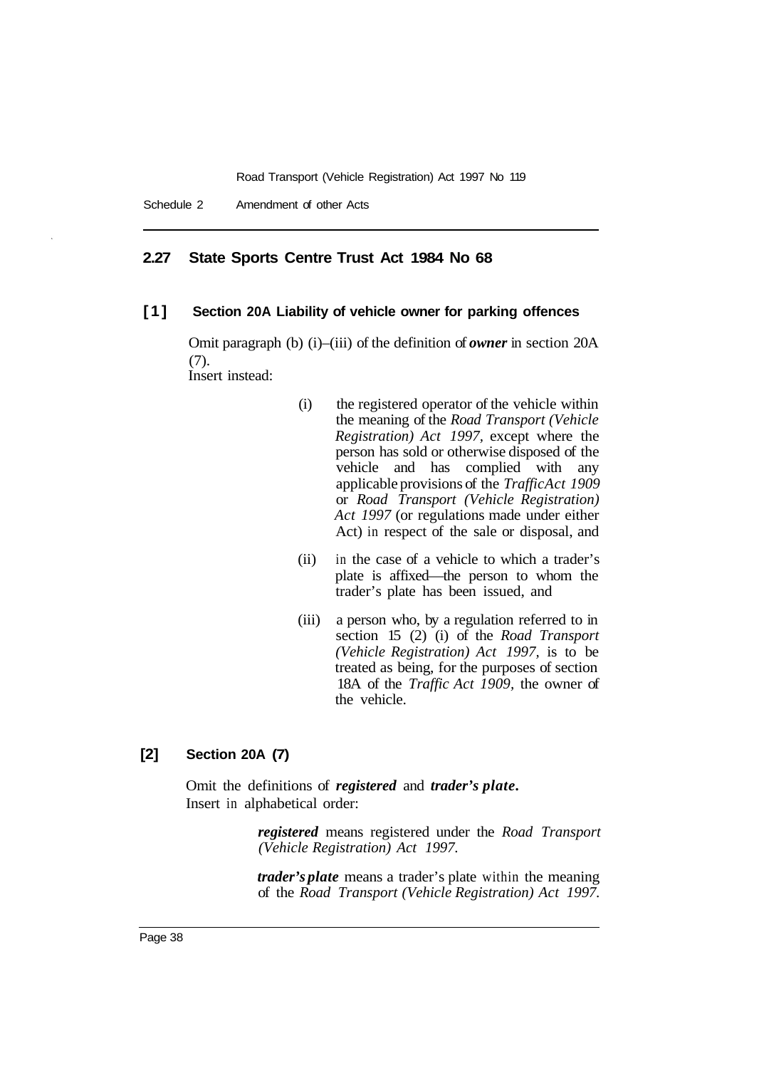## 2.27 State Sports Centre Trust Act 1984 No 68

### [1] Section 20A Liability of vehicle owner for parking offences

Omit paragraph (b) (i)–(iii) of the definition of ***owner*** in section 20A (7).

Insert instead:

> (i) the registered operator of the vehicle within the meaning of the *Road Transport (Vehicle Registration) Act 1997*, except where the person has sold or otherwise disposed of the vehicle and has complied with any applicable provisions of the *Traffic Act 1909* or *Road Transport (Vehicle Registration) Act 1997* (or regulations made under either Act) in respect of the sale or disposal, and
>
> (ii) in the case of a vehicle to which a trader's plate is affixed—the person to whom the trader's plate has been issued, and
>
> (iii) a person who, by a regulation referred to in section 15 (2) (i) of the *Road Transport (Vehicle Registration) Act 1997*, is to be treated as being, for the purposes of section 18A of the *Traffic Act 1909*, the owner of the vehicle.

### [2] Section 20A (7)

Omit the definitions of ***registered*** and ***trader's plate***.

Insert in alphabetical order:

> ***registered*** means registered under the *Road Transport (Vehicle Registration) Act 1997*.
>
> ***trader's plate*** means a trader's plate within the meaning of the *Road Transport (Vehicle Registration) Act 1997*.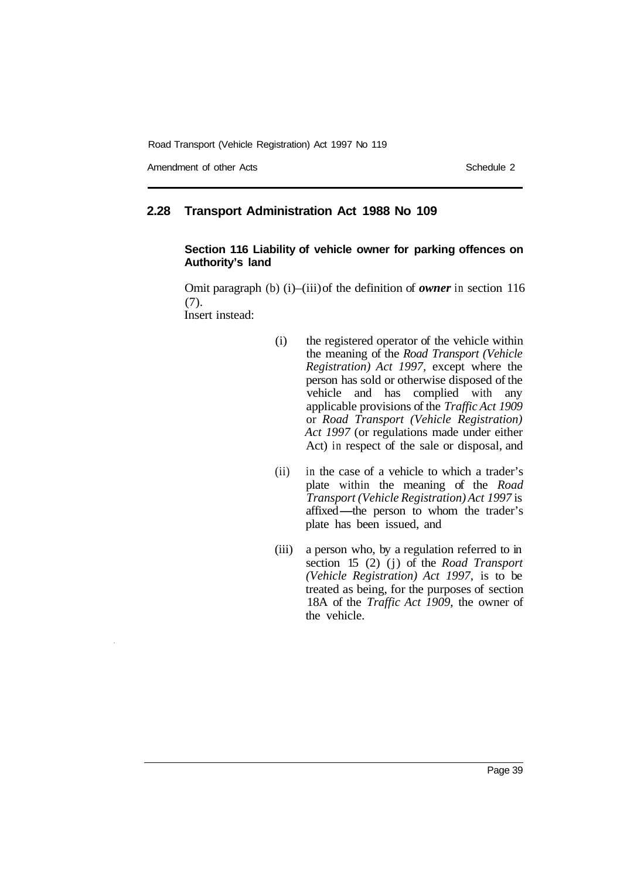## 2.28 Transport Administration Act 1988 No 109

### Section 116 Liability of vehicle owner for parking offences on Authority's land

Omit paragraph (b) (i)–(iii) of the definition of ***owner*** in section 116 (7).

Insert instead:

(i) the registered operator of the vehicle within the meaning of the *Road Transport (Vehicle Registration) Act 1997*, except where the person has sold or otherwise disposed of the vehicle and has complied with any applicable provisions of the *Traffic Act 1909* or *Road Transport (Vehicle Registration) Act 1997* (or regulations made under either Act) in respect of the sale or disposal, and

(ii) in the case of a vehicle to which a trader's plate within the meaning of the *Road Transport (Vehicle Registration) Act 1997* is affixed—the person to whom the trader's plate has been issued, and

(iii) a person who, by a regulation referred to in section 15 (2) (j) of the *Road Transport (Vehicle Registration) Act 1997*, is to be treated as being, for the purposes of section 18A of the *Traffic Act 1909*, the owner of the vehicle.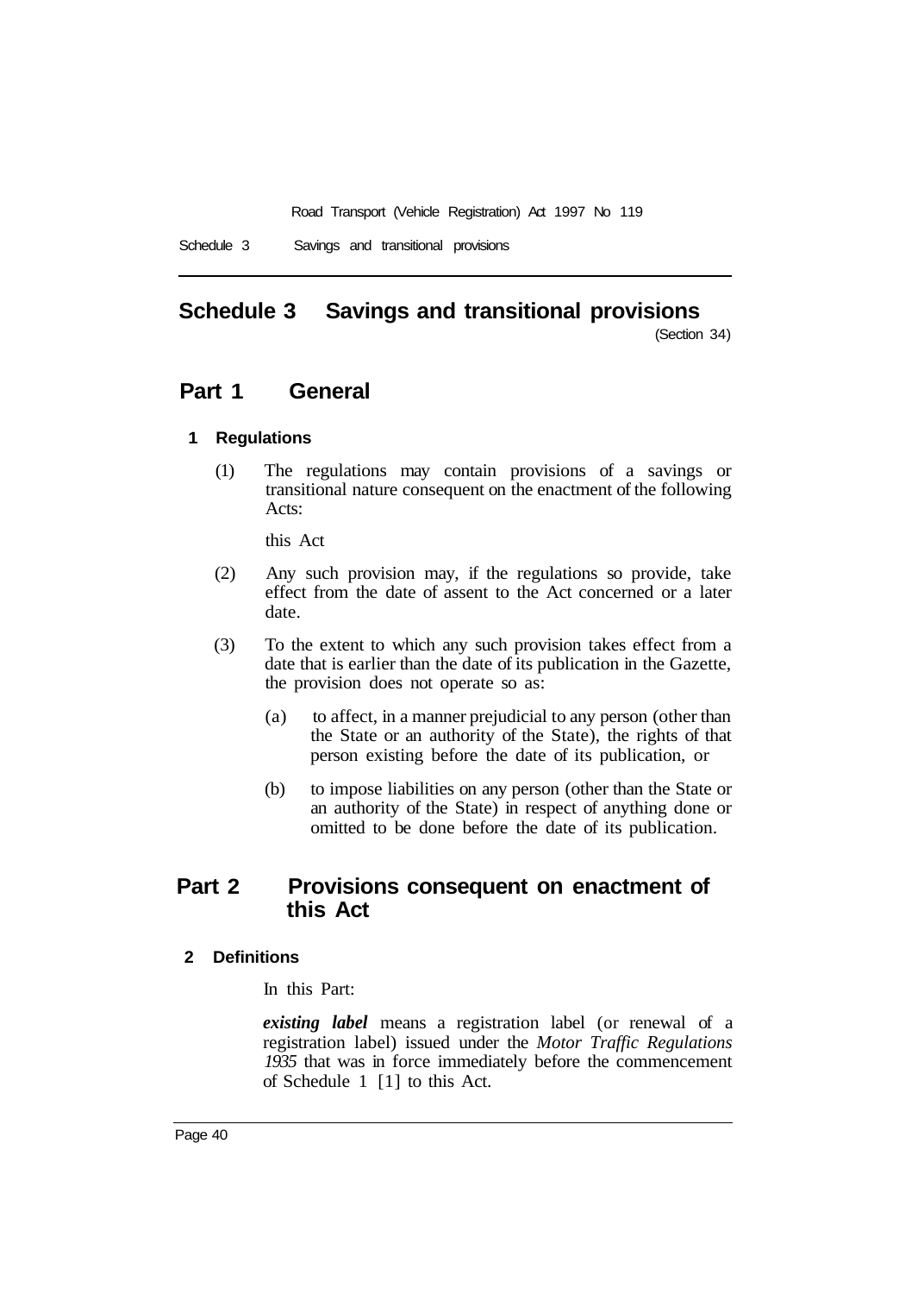# Schedule 3 Savings and transitional provisions

(Section 34)

## Part 1 General

### 1 Regulations

(1) The regulations may contain provisions of a savings or transitional nature consequent on the enactment of the following Acts:

this Act

(2) Any such provision may, if the regulations so provide, take effect from the date of assent to the Act concerned or a later date.

(3) To the extent to which any such provision takes effect from a date that is earlier than the date of its publication in the Gazette, the provision does not operate so as:

(a) to affect, in a manner prejudicial to any person (other than the State or an authority of the State), the rights of that person existing before the date of its publication, or

(b) to impose liabilities on any person (other than the State or an authority of the State) in respect of anything done or omitted to be done before the date of its publication.

## Part 2 Provisions consequent on enactment of this Act

### 2 Definitions

In this Part:

***existing label*** means a registration label (or renewal of a registration label) issued under the *Motor Traffic Regulations 1935* that was in force immediately before the commencement of Schedule 1 [1] to this Act.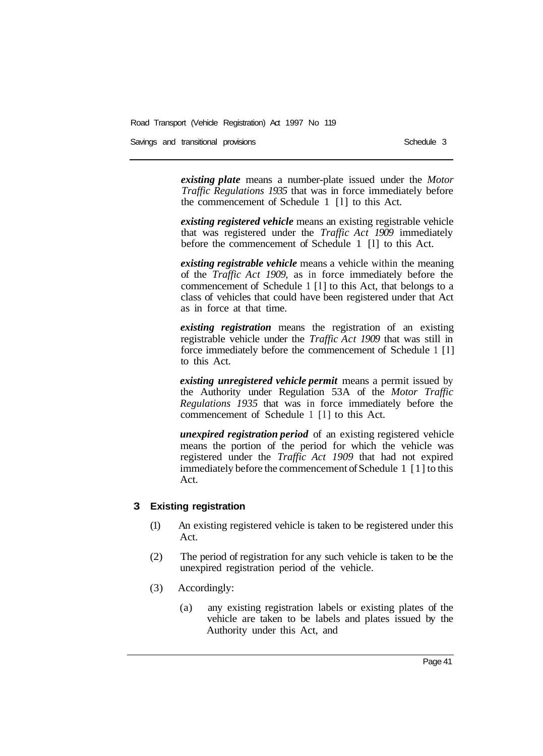***existing plate*** means a number-plate issued under the *Motor Traffic Regulations 1935* that was in force immediately before the commencement of Schedule 1 [1] to this Act.

***existing registered vehicle*** means an existing registrable vehicle that was registered under the *Traffic Act 1909* immediately before the commencement of Schedule 1 [1] to this Act.

***existing registrable vehicle*** means a vehicle within the meaning of the *Traffic Act 1909,* as in force immediately before the commencement of Schedule 1 [1] to this Act, that belongs to a class of vehicles that could have been registered under that Act as in force at that time.

***existing registration*** means the registration of an existing registrable vehicle under the *Traffic Act 1909* that was still in force immediately before the commencement of Schedule 1 [1] to this Act.

***existing unregistered vehicle permit*** means a permit issued by the Authority under Regulation 53A of the *Motor Traffic Regulations 1935* that was in force immediately before the commencement of Schedule 1 [1] to this Act.

***unexpired registration period*** of an existing registered vehicle means the portion of the period for which the vehicle was registered under the *Traffic Act 1909* that had not expired immediately before the commencement of Schedule 1 [1] to this Act.

## 3 Existing registration

(1) An existing registered vehicle is taken to be registered under this Act.

(2) The period of registration for any such vehicle is taken to be the unexpired registration period of the vehicle.

(3) Accordingly:

(a) any existing registration labels or existing plates of the vehicle are taken to be labels and plates issued by the Authority under this Act, and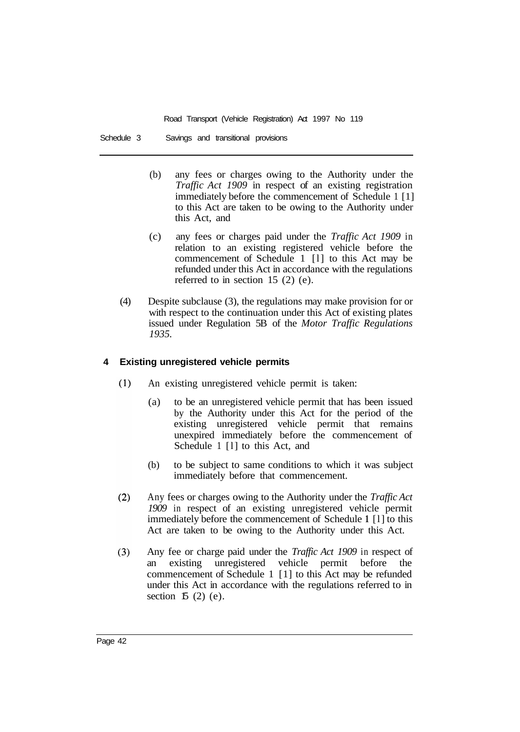(b) any fees or charges owing to the Authority under the *Traffic Act 1909* in respect of an existing registration immediately before the commencement of Schedule 1 [1] to this Act are taken to be owing to the Authority under this Act, and

(c) any fees or charges paid under the *Traffic Act 1909* in relation to an existing registered vehicle before the commencement of Schedule 1 [1] to this Act may be refunded under this Act in accordance with the regulations referred to in section 15 (2) (e).

(4) Despite subclause (3), the regulations may make provision for or with respect to the continuation under this Act of existing plates issued under Regulation 5B of the *Motor Traffic Regulations 1935*.

**4 Existing unregistered vehicle permits**

(1) An existing unregistered vehicle permit is taken:

(a) to be an unregistered vehicle permit that has been issued by the Authority under this Act for the period of the existing unregistered vehicle permit that remains unexpired immediately before the commencement of Schedule 1 [1] to this Act, and

(b) to be subject to same conditions to which it was subject immediately before that commencement.

(2) Any fees or charges owing to the Authority under the *Traffic Act 1909* in respect of an existing unregistered vehicle permit immediately before the commencement of Schedule 1 [1] to this Act are taken to be owing to the Authority under this Act.

(3) Any fee or charge paid under the *Traffic Act 1909* in respect of an existing unregistered vehicle permit before the commencement of Schedule 1 [1] to this Act may be refunded under this Act in accordance with the regulations referred to in section 15 (2) (e).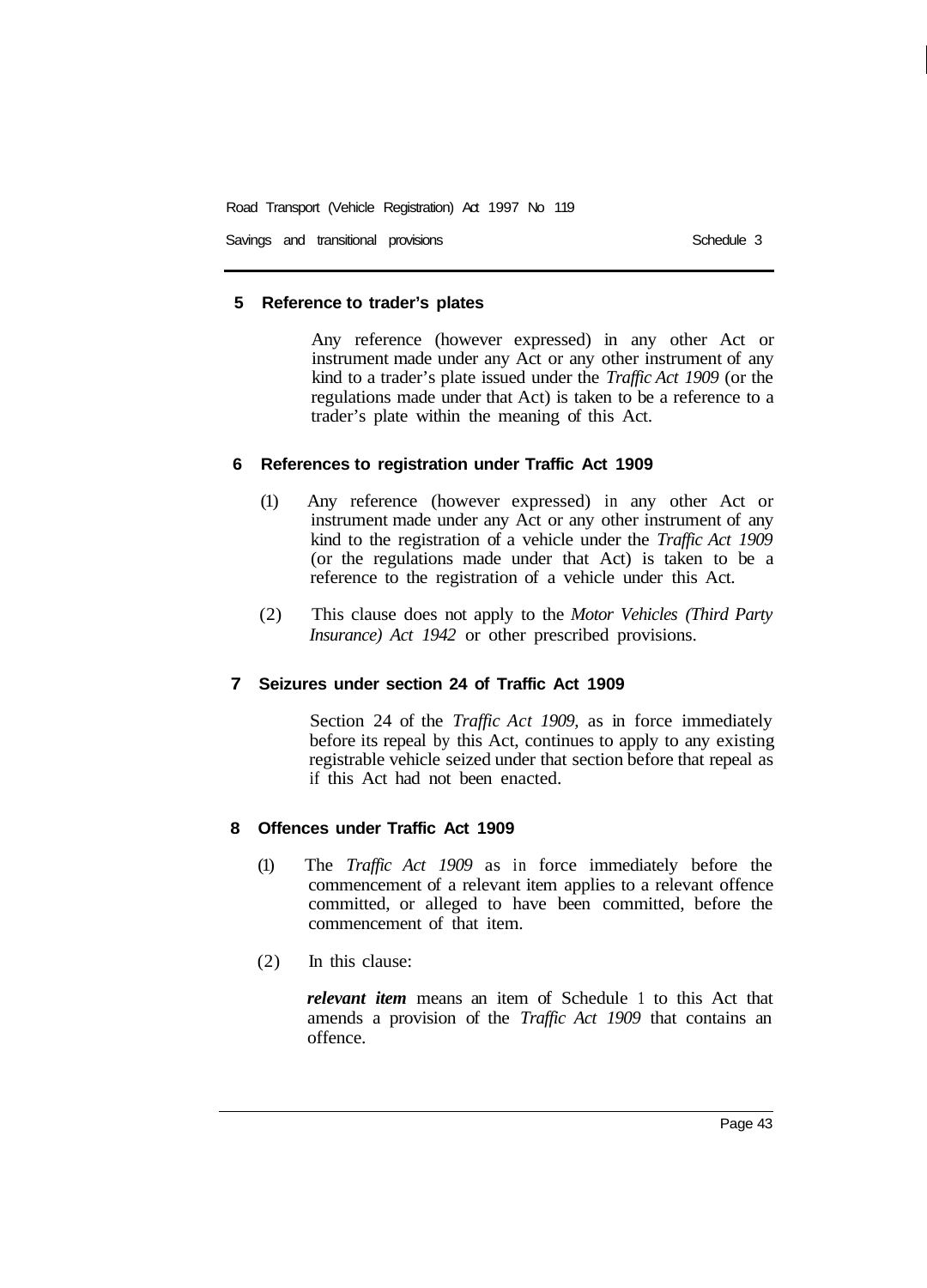## 5 Reference to trader's plates

Any reference (however expressed) in any other Act or instrument made under any Act or any other instrument of any kind to a trader's plate issued under the *Traffic Act 1909* (or the regulations made under that Act) is taken to be a reference to a trader's plate within the meaning of this Act.

## 6 References to registration under Traffic Act 1909

(1) Any reference (however expressed) in any other Act or instrument made under any Act or any other instrument of any kind to the registration of a vehicle under the *Traffic Act 1909* (or the regulations made under that Act) is taken to be a reference to the registration of a vehicle under this Act.

(2) This clause does not apply to the *Motor Vehicles (Third Party Insurance) Act 1942* or other prescribed provisions.

## 7 Seizures under section 24 of Traffic Act 1909

Section 24 of the *Traffic Act 1909,* as in force immediately before its repeal by this Act, continues to apply to any existing registrable vehicle seized under that section before that repeal as if this Act had not been enacted.

## 8 Offences under Traffic Act 1909

(1) The *Traffic Act 1909* as in force immediately before the commencement of a relevant item applies to a relevant offence committed, or alleged to have been committed, before the commencement of that item.

(2) In this clause:

***relevant item*** means an item of Schedule 1 to this Act that amends a provision of the *Traffic Act 1909* that contains an offence.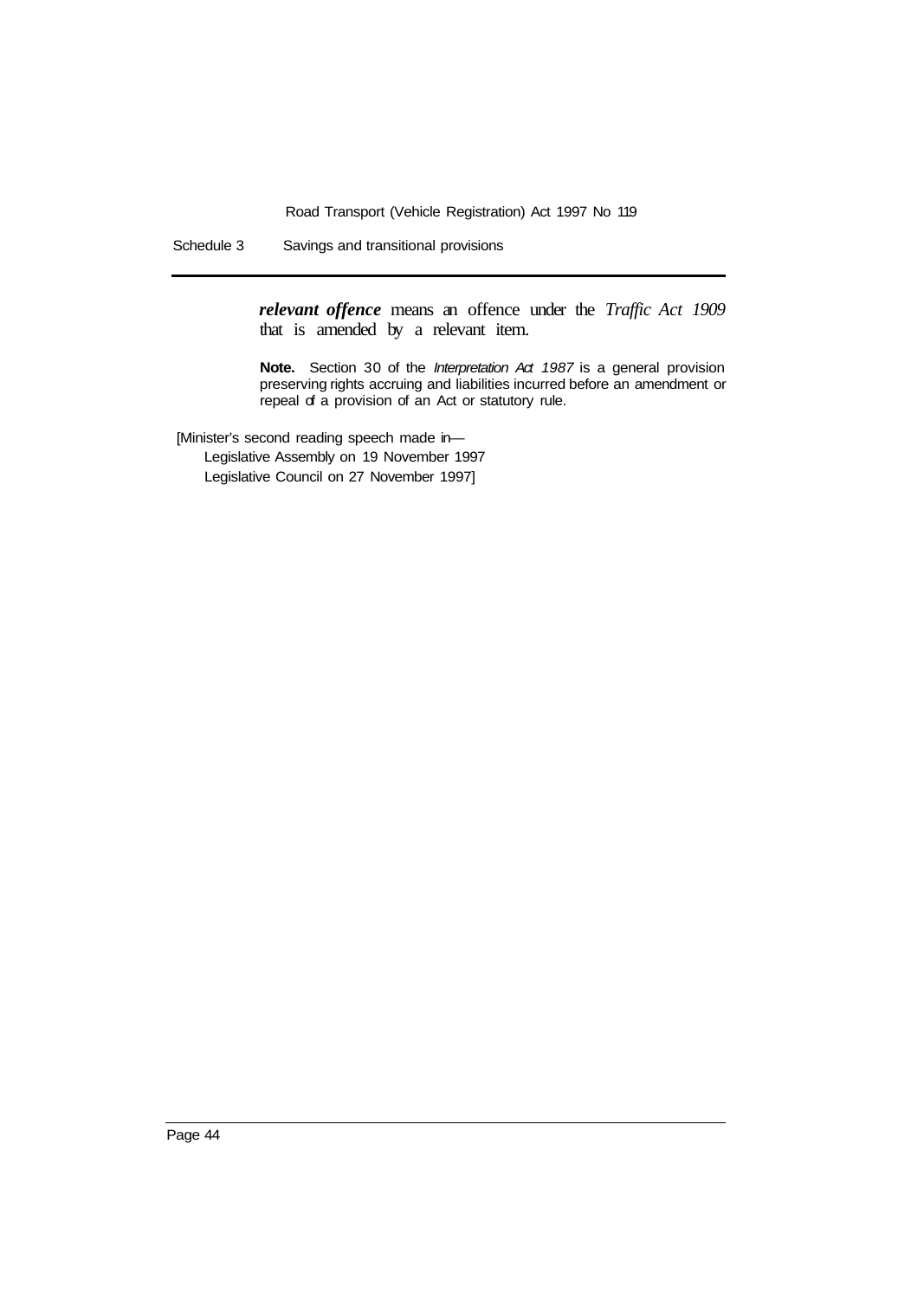***relevant offence*** means an offence under the *Traffic Act 1909* that is amended by a relevant item.

**Note.** Section 30 of the *Interpretation Act 1987* is a general provision preserving rights accruing and liabilities incurred before an amendment or repeal of a provision of an Act or statutory rule.

[Minister's second reading speech made in—
Legislative Assembly on 19 November 1997
Legislative Council on 27 November 1997]